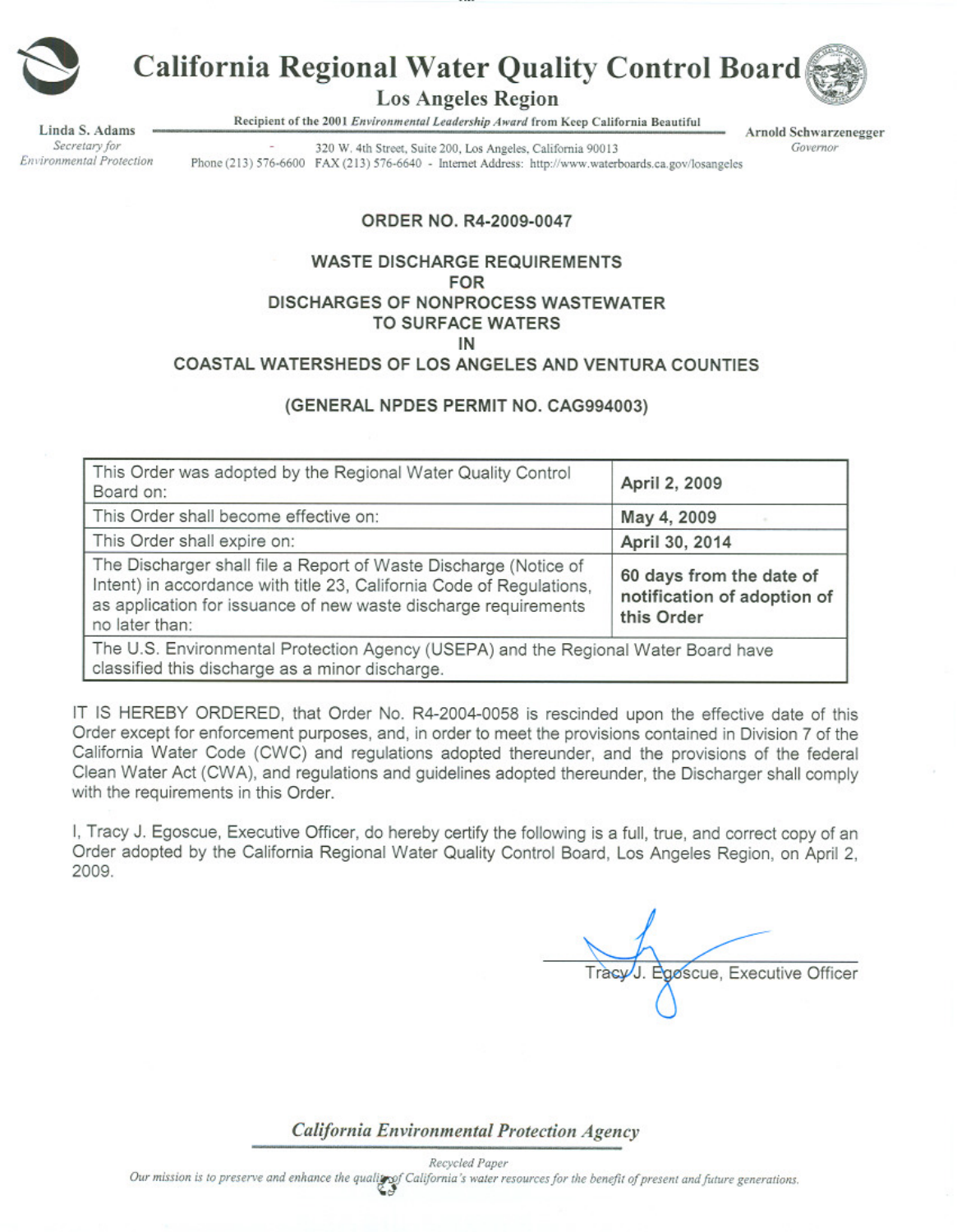# California Regional Water Quality Control Board

## Los Angeles Region

Recipient of the 2001 *Environmental Leadership Award* from Keep California Beautiful

Linda S. Adams
*Secretary for Environmental Protection*

320 W. 4th Street, Suite 200, Los Angeles, California 90013
Phone (213) 576-6600 FAX (213) 576-6640 - Internet Address: http://www.waterboards.ca.gov/losangeles

Arnold Schwarzenegger
*Governor*

**ORDER NO. R4-2009-0047**

**WASTE DISCHARGE REQUIREMENTS**
**FOR**
**DISCHARGES OF NONPROCESS WASTEWATER**
**TO SURFACE WATERS**
**IN**
**COASTAL WATERSHEDS OF LOS ANGELES AND VENTURA COUNTIES**

**(GENERAL NPDES PERMIT NO. CAG994003)**

| This Order was adopted by the Regional Water Quality Control Board on: | **April 2, 2009** |
|---|---|
| This Order shall become effective on: | **May 4, 2009** |
| This Order shall expire on: | **April 30, 2014** |
| The Discharger shall file a Report of Waste Discharge (Notice of Intent) in accordance with title 23, California Code of Regulations, as application for issuance of new waste discharge requirements no later than: | **60 days from the date of notification of adoption of this Order** |
| The U.S. Environmental Protection Agency (USEPA) and the Regional Water Board have classified this discharge as a minor discharge. | |

IT IS HEREBY ORDERED, that Order No. R4-2004-0058 is rescinded upon the effective date of this Order except for enforcement purposes, and, in order to meet the provisions contained in Division 7 of the California Water Code (CWC) and regulations adopted thereunder, and the provisions of the federal Clean Water Act (CWA), and regulations and guidelines adopted thereunder, the Discharger shall comply with the requirements in this Order.

I, Tracy J. Egoscue, Executive Officer, do hereby certify the following is a full, true, and correct copy of an Order adopted by the California Regional Water Quality Control Board, Los Angeles Region, on April 2, 2009.

Tracy J. Egoscue, Executive Officer

*California Environmental Protection Agency*

*Recycled Paper*

*Our mission is to preserve and enhance the quality of California's water resources for the benefit of present and future generations.*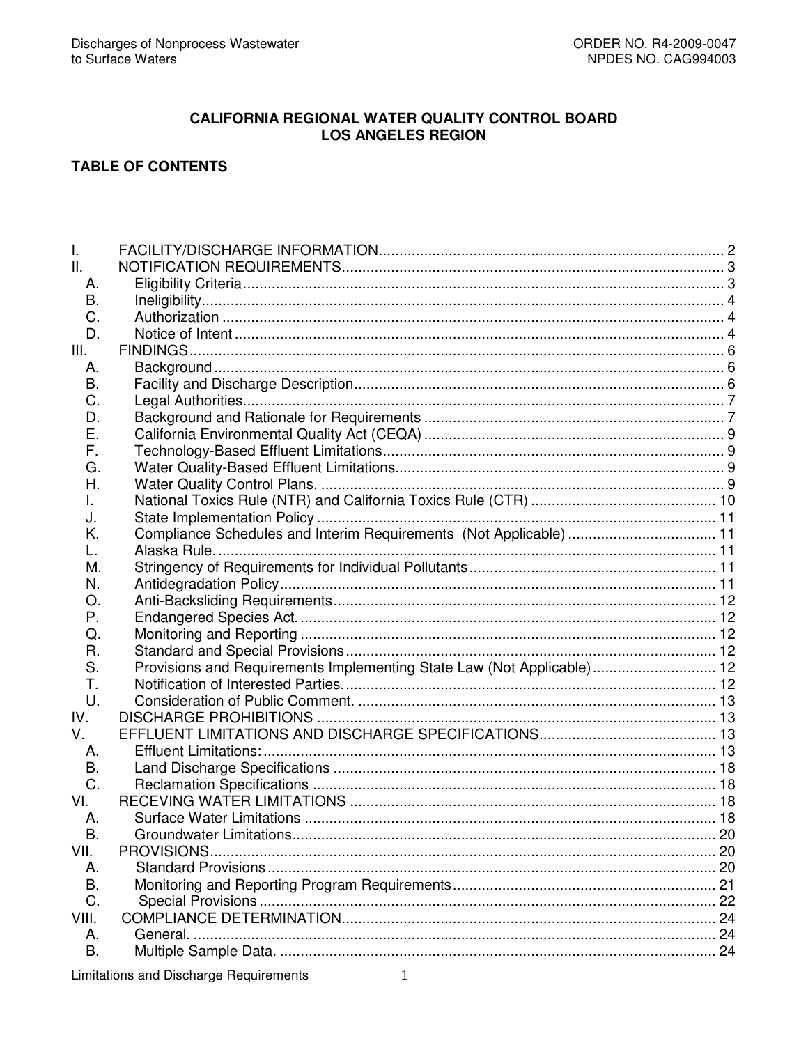# CALIFORNIA REGIONAL WATER QUALITY CONTROL BOARD
# LOS ANGELES REGION

## TABLE OF CONTENTS

I. FACILITY/DISCHARGE INFORMATION .......... 2
II. NOTIFICATION REQUIREMENTS .......... 3
  A. Eligibility Criteria .......... 3
  B. Ineligibility .......... 4
  C. Authorization .......... 4
  D. Notice of Intent .......... 4
III. FINDINGS .......... 6
  A. Background .......... 6
  B. Facility and Discharge Description .......... 6
  C. Legal Authorities .......... 7
  D. Background and Rationale for Requirements .......... 7
  E. California Environmental Quality Act (CEQA) .......... 9
  F. Technology-Based Effluent Limitations .......... 9
  G. Water Quality-Based Effluent Limitations .......... 9
  H. Water Quality Control Plans. .......... 9
  I. National Toxics Rule (NTR) and California Toxics Rule (CTR) .......... 10
  J. State Implementation Policy .......... 11
  K. Compliance Schedules and Interim Requirements (Not Applicable) .......... 11
  L. Alaska Rule. .......... 11
  M. Stringency of Requirements for Individual Pollutants .......... 11
  N. Antidegradation Policy .......... 11
  O. Anti-Backsliding Requirements .......... 12
  P. Endangered Species Act. .......... 12
  Q. Monitoring and Reporting .......... 12
  R. Standard and Special Provisions .......... 12
  S. Provisions and Requirements Implementing State Law (Not Applicable) .......... 12
  T. Notification of Interested Parties. .......... 12
  U. Consideration of Public Comment. .......... 13
IV. DISCHARGE PROHIBITIONS .......... 13
V. EFFLUENT LIMITATIONS AND DISCHARGE SPECIFICATIONS .......... 13
  A. Effluent Limitations: .......... 13
  B. Land Discharge Specifications .......... 18
  C. Reclamation Specifications .......... 18
VI. RECEVING WATER LIMITATIONS .......... 18
  A. Surface Water Limitations .......... 18
  B. Groundwater Limitations .......... 20
VII. PROVISIONS .......... 20
  A. Standard Provisions .......... 20
  B. Monitoring and Reporting Program Requirements .......... 21
  C. Special Provisions .......... 22
VIII. COMPLIANCE DETERMINATION .......... 24
  A. General. .......... 24
  B. Multiple Sample Data. .......... 24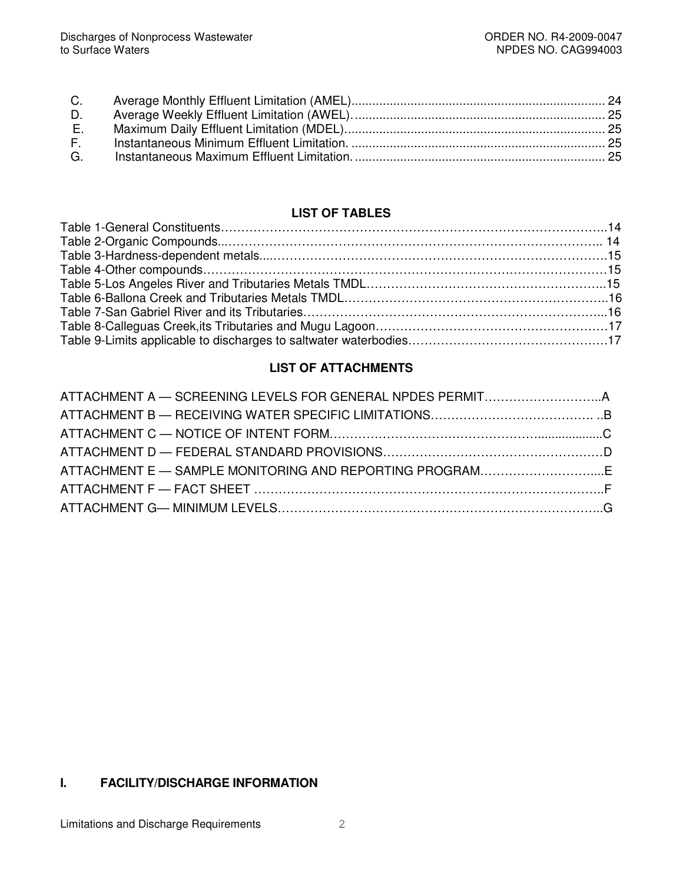C. Average Monthly Effluent Limitation (AMEL)........................................................................ 24
D. Average Weekly Effluent Limitation (AWEL)......................................................................... 25
E. Maximum Daily Effluent Limitation (MDEL)........................................................................... 25
F. Instantaneous Minimum Effluent Limitation. ......................................................................... 25
G. Instantaneous Maximum Effluent Limitation. ....................................................................... 25

## LIST OF TABLES

Table 1-General Constituents……………………………………………………………………………………..14
Table 2-Organic Compounds...………………………………………………………………………………….. 14
Table 3-Hardness-dependent metals....…………………………………………………………………………15
Table 4-Other compounds………………………………………………………………………………………15
Table 5-Los Angeles River and Tributaries Metals TMDL…………………………………………………..15
Table 6-Ballona Creek and Tributaries Metals TMDL……………………………………………………….16
Table 7-San Gabriel River and its Tributaries…………………………………………………………………...16
Table 8-Calleguas Creek,its Tributaries and Mugu Lagoon…………………………………………………17
Table 9-Limits applicable to discharges to saltwater waterbodies…………………………………………17

## LIST OF ATTACHMENTS

ATTACHMENT A — SCREENING LEVELS FOR GENERAL NPDES PERMIT………………………..A
ATTACHMENT B — RECEIVING WATER SPECIFIC LIMITATIONS…………………………………. ..B
ATTACHMENT C — NOTICE OF INTENT FORM………………………………………….....................C
ATTACHMENT D — FEDERAL STANDARD PROVISIONS………………………………………………D
ATTACHMENT E — SAMPLE MONITORING AND REPORTING PROGRAM………………………....E
ATTACHMENT F — FACT SHEET ………………………………………………………………………..F
ATTACHMENT G— MINIMUM LEVELS…………………………………………………………………..G

## I. FACILITY/DISCHARGE INFORMATION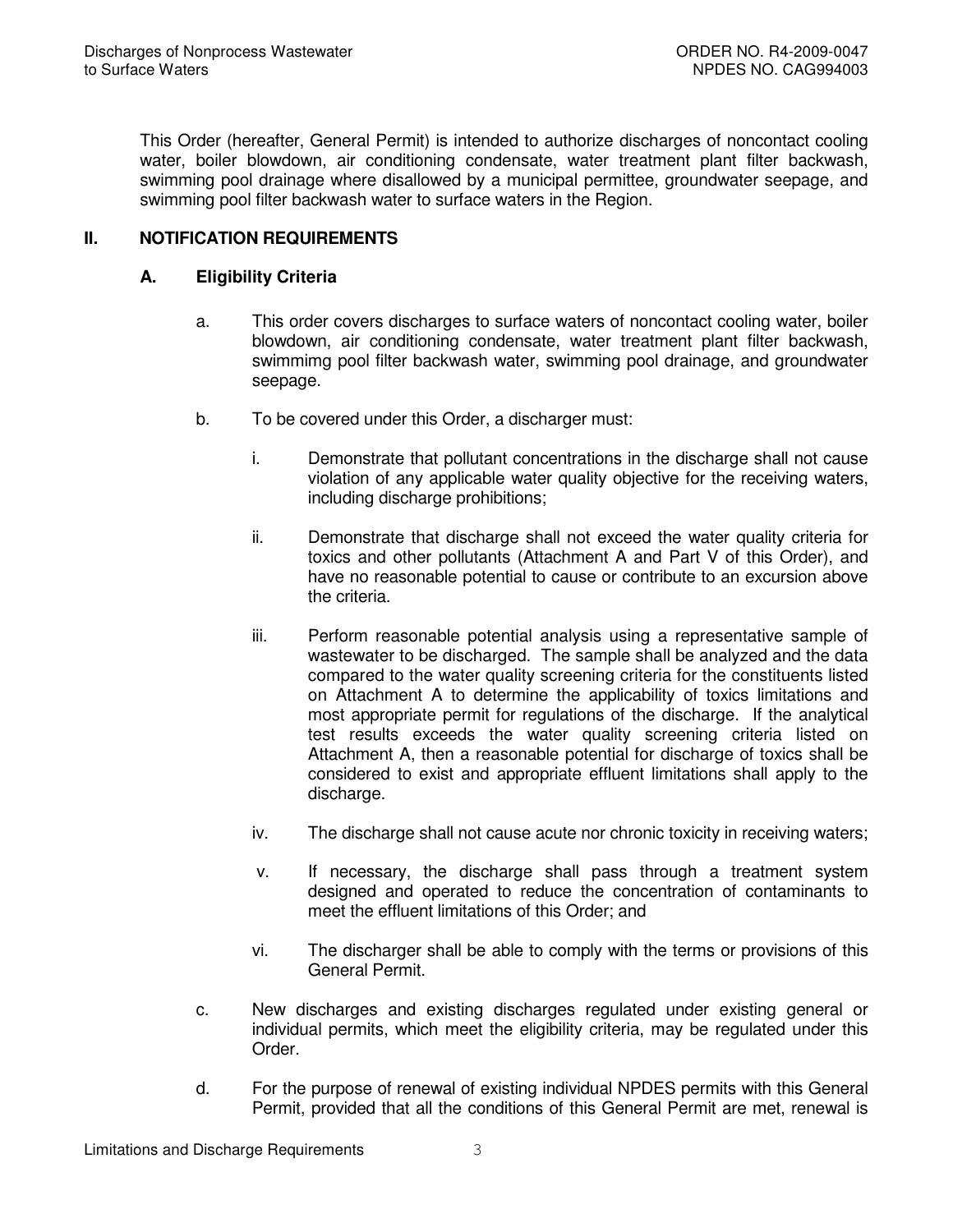This Order (hereafter, General Permit) is intended to authorize discharges of noncontact cooling water, boiler blowdown, air conditioning condensate, water treatment plant filter backwash, swimming pool drainage where disallowed by a municipal permittee, groundwater seepage, and swimming pool filter backwash water to surface waters in the Region.

## II. NOTIFICATION REQUIREMENTS

### A. Eligibility Criteria

a. This order covers discharges to surface waters of noncontact cooling water, boiler blowdown, air conditioning condensate, water treatment plant filter backwash, swimmimg pool filter backwash water, swimming pool drainage, and groundwater seepage.

b. To be covered under this Order, a discharger must:

   i. Demonstrate that pollutant concentrations in the discharge shall not cause violation of any applicable water quality objective for the receiving waters, including discharge prohibitions;

   ii. Demonstrate that discharge shall not exceed the water quality criteria for toxics and other pollutants (Attachment A and Part V of this Order), and have no reasonable potential to cause or contribute to an excursion above the criteria.

   iii. Perform reasonable potential analysis using a representative sample of wastewater to be discharged. The sample shall be analyzed and the data compared to the water quality screening criteria for the constituents listed on Attachment A to determine the applicability of toxics limitations and most appropriate permit for regulations of the discharge. If the analytical test results exceeds the water quality screening criteria listed on Attachment A, then a reasonable potential for discharge of toxics shall be considered to exist and appropriate effluent limitations shall apply to the discharge.

   iv. The discharge shall not cause acute nor chronic toxicity in receiving waters;

   v. If necessary, the discharge shall pass through a treatment system designed and operated to reduce the concentration of contaminants to meet the effluent limitations of this Order; and

   vi. The discharger shall be able to comply with the terms or provisions of this General Permit.

c. New discharges and existing discharges regulated under existing general or individual permits, which meet the eligibility criteria, may be regulated under this Order.

d. For the purpose of renewal of existing individual NPDES permits with this General Permit, provided that all the conditions of this General Permit are met, renewal is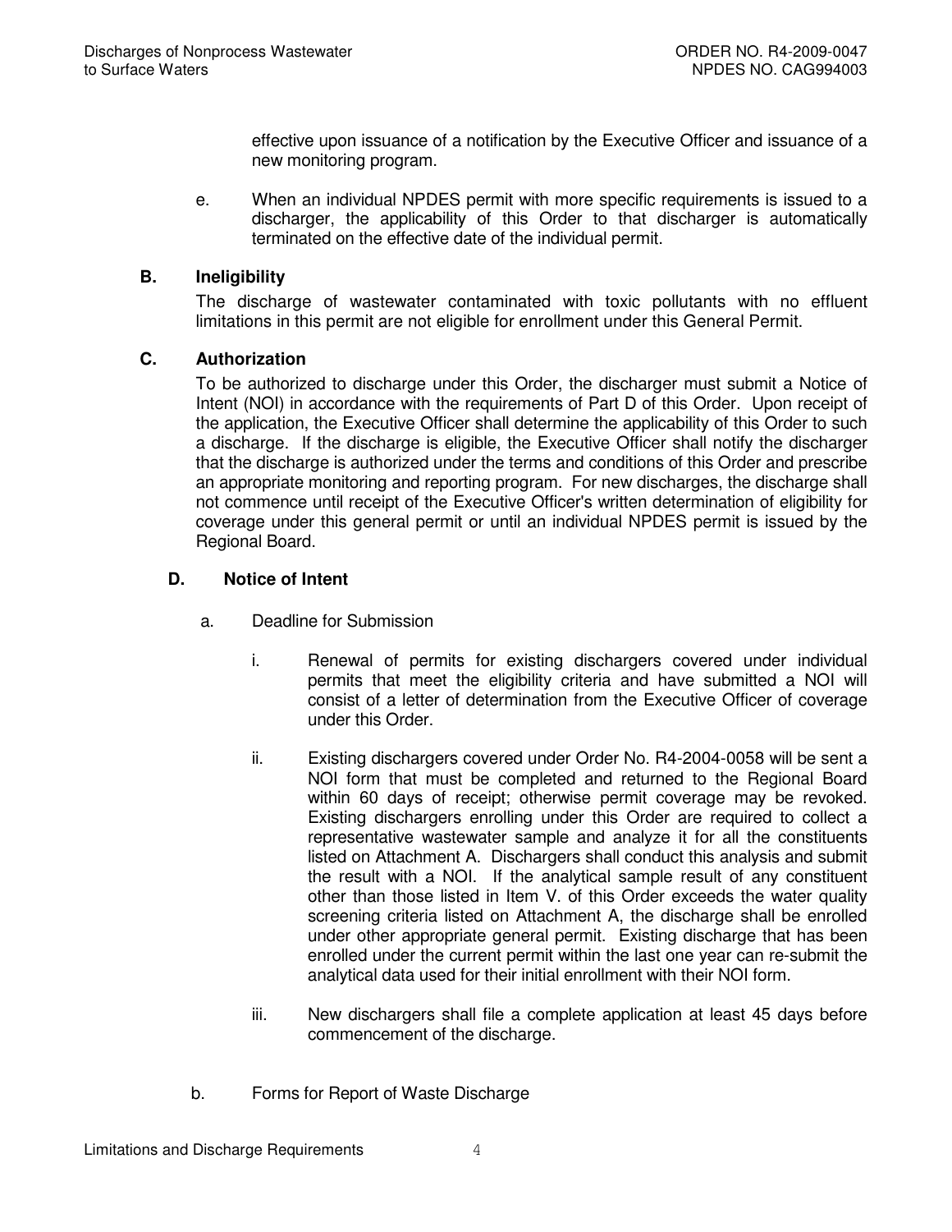effective upon issuance of a notification by the Executive Officer and issuance of a new monitoring program.

e. When an individual NPDES permit with more specific requirements is issued to a discharger, the applicability of this Order to that discharger is automatically terminated on the effective date of the individual permit.

### B. Ineligibility

The discharge of wastewater contaminated with toxic pollutants with no effluent limitations in this permit are not eligible for enrollment under this General Permit.

### C. Authorization

To be authorized to discharge under this Order, the discharger must submit a Notice of Intent (NOI) in accordance with the requirements of Part D of this Order. Upon receipt of the application, the Executive Officer shall determine the applicability of this Order to such a discharge. If the discharge is eligible, the Executive Officer shall notify the discharger that the discharge is authorized under the terms and conditions of this Order and prescribe an appropriate monitoring and reporting program. For new discharges, the discharge shall not commence until receipt of the Executive Officer's written determination of eligibility for coverage under this general permit or until an individual NPDES permit is issued by the Regional Board.

### D. Notice of Intent

a. Deadline for Submission

i. Renewal of permits for existing dischargers covered under individual permits that meet the eligibility criteria and have submitted a NOI will consist of a letter of determination from the Executive Officer of coverage under this Order.

ii. Existing dischargers covered under Order No. R4-2004-0058 will be sent a NOI form that must be completed and returned to the Regional Board within 60 days of receipt; otherwise permit coverage may be revoked. Existing dischargers enrolling under this Order are required to collect a representative wastewater sample and analyze it for all the constituents listed on Attachment A. Dischargers shall conduct this analysis and submit the result with a NOI. If the analytical sample result of any constituent other than those listed in Item V. of this Order exceeds the water quality screening criteria listed on Attachment A, the discharge shall be enrolled under other appropriate general permit. Existing discharge that has been enrolled under the current permit within the last one year can re-submit the analytical data used for their initial enrollment with their NOI form.

iii. New dischargers shall file a complete application at least 45 days before commencement of the discharge.

b. Forms for Report of Waste Discharge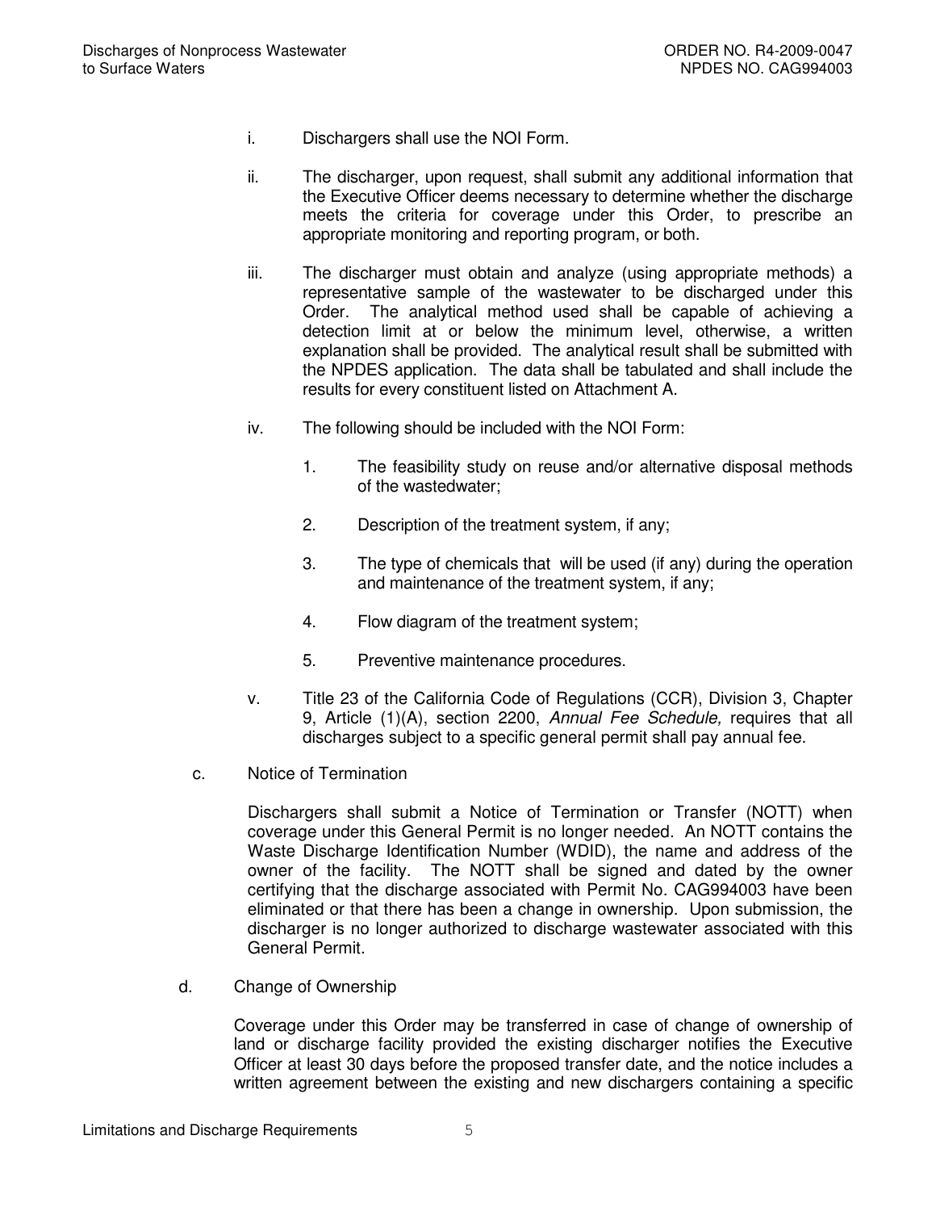i. Dischargers shall use the NOI Form.

ii. The discharger, upon request, shall submit any additional information that the Executive Officer deems necessary to determine whether the discharge meets the criteria for coverage under this Order, to prescribe an appropriate monitoring and reporting program, or both.

iii. The discharger must obtain and analyze (using appropriate methods) a representative sample of the wastewater to be discharged under this Order. The analytical method used shall be capable of achieving a detection limit at or below the minimum level, otherwise, a written explanation shall be provided. The analytical result shall be submitted with the NPDES application. The data shall be tabulated and shall include the results for every constituent listed on Attachment A.

iv. The following should be included with the NOI Form:

  1. The feasibility study on reuse and/or alternative disposal methods of the wastedwater;

  2. Description of the treatment system, if any;

  3. The type of chemicals that will be used (if any) during the operation and maintenance of the treatment system, if any;

  4. Flow diagram of the treatment system;

  5. Preventive maintenance procedures.

v. Title 23 of the California Code of Regulations (CCR), Division 3, Chapter 9, Article (1)(A), section 2200, *Annual Fee Schedule,* requires that all discharges subject to a specific general permit shall pay annual fee.

c. Notice of Termination

Dischargers shall submit a Notice of Termination or Transfer (NOTT) when coverage under this General Permit is no longer needed. An NOTT contains the Waste Discharge Identification Number (WDID), the name and address of the owner of the facility. The NOTT shall be signed and dated by the owner certifying that the discharge associated with Permit No. CAG994003 have been eliminated or that there has been a change in ownership. Upon submission, the discharger is no longer authorized to discharge wastewater associated with this General Permit.

d. Change of Ownership

Coverage under this Order may be transferred in case of change of ownership of land or discharge facility provided the existing discharger notifies the Executive Officer at least 30 days before the proposed transfer date, and the notice includes a written agreement between the existing and new dischargers containing a specific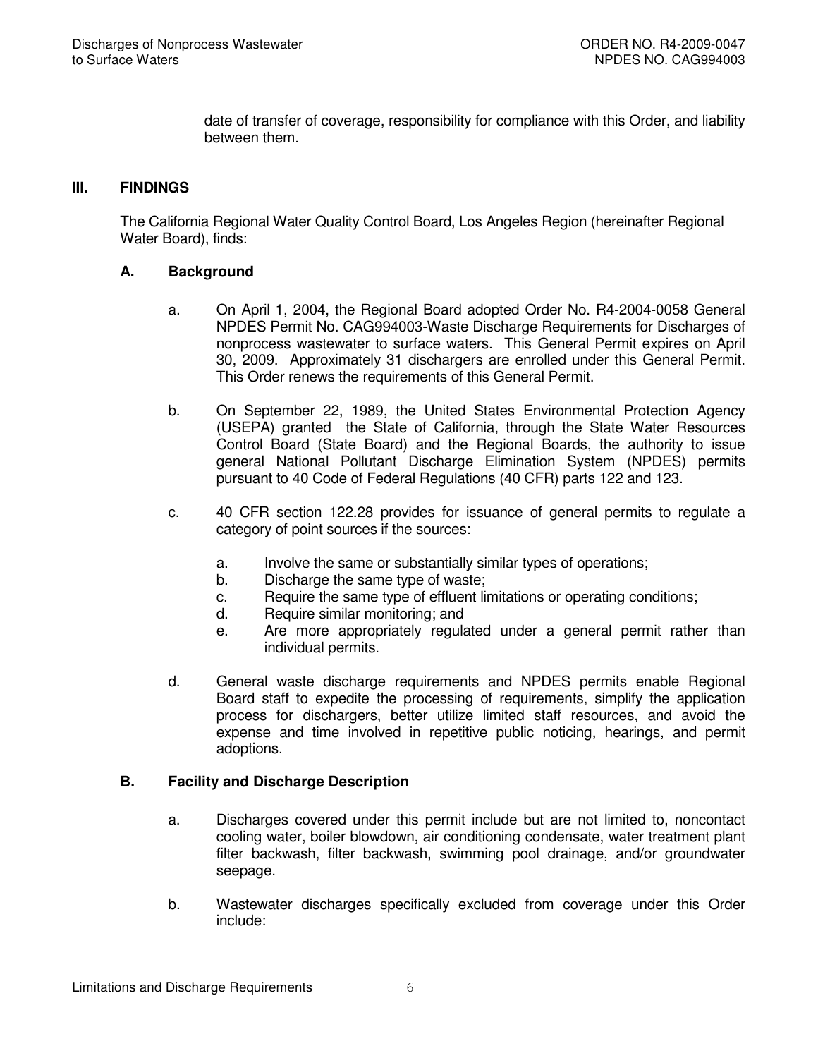date of transfer of coverage, responsibility for compliance with this Order, and liability between them.

## III. FINDINGS

The California Regional Water Quality Control Board, Los Angeles Region (hereinafter Regional Water Board), finds:

### A. Background

a. On April 1, 2004, the Regional Board adopted Order No. R4-2004-0058 General NPDES Permit No. CAG994003-Waste Discharge Requirements for Discharges of nonprocess wastewater to surface waters. This General Permit expires on April 30, 2009. Approximately 31 dischargers are enrolled under this General Permit. This Order renews the requirements of this General Permit.

b. On September 22, 1989, the United States Environmental Protection Agency (USEPA) granted the State of California, through the State Water Resources Control Board (State Board) and the Regional Boards, the authority to issue general National Pollutant Discharge Elimination System (NPDES) permits pursuant to 40 Code of Federal Regulations (40 CFR) parts 122 and 123.

c. 40 CFR section 122.28 provides for issuance of general permits to regulate a category of point sources if the sources:

   a. Involve the same or substantially similar types of operations;
   b. Discharge the same type of waste;
   c. Require the same type of effluent limitations or operating conditions;
   d. Require similar monitoring; and
   e. Are more appropriately regulated under a general permit rather than individual permits.

d. General waste discharge requirements and NPDES permits enable Regional Board staff to expedite the processing of requirements, simplify the application process for dischargers, better utilize limited staff resources, and avoid the expense and time involved in repetitive public noticing, hearings, and permit adoptions.

### B. Facility and Discharge Description

a. Discharges covered under this permit include but are not limited to, noncontact cooling water, boiler blowdown, air conditioning condensate, water treatment plant filter backwash, filter backwash, swimming pool drainage, and/or groundwater seepage.

b. Wastewater discharges specifically excluded from coverage under this Order include: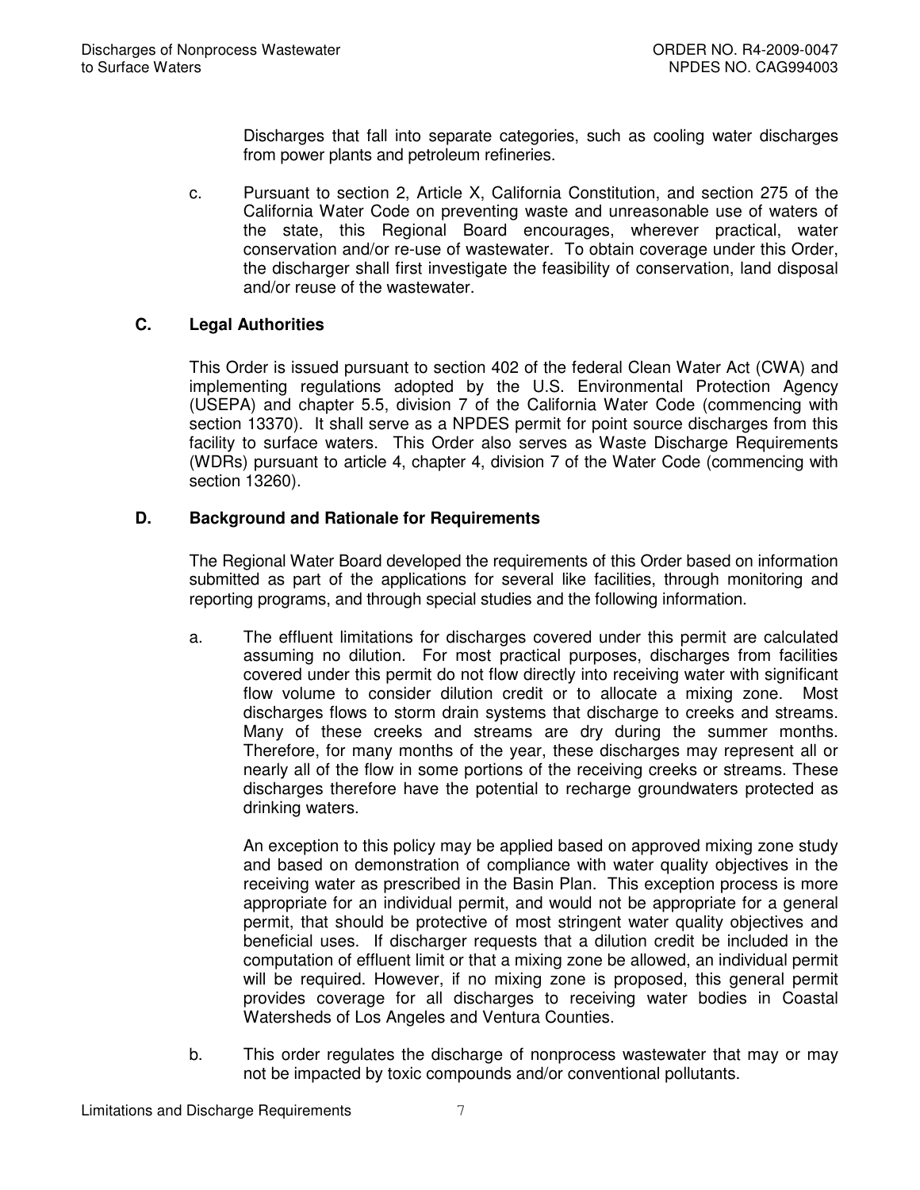Discharges that fall into separate categories, such as cooling water discharges from power plants and petroleum refineries.

c. Pursuant to section 2, Article X, California Constitution, and section 275 of the California Water Code on preventing waste and unreasonable use of waters of the state, this Regional Board encourages, wherever practical, water conservation and/or re-use of wastewater. To obtain coverage under this Order, the discharger shall first investigate the feasibility of conservation, land disposal and/or reuse of the wastewater.

## C. Legal Authorities

This Order is issued pursuant to section 402 of the federal Clean Water Act (CWA) and implementing regulations adopted by the U.S. Environmental Protection Agency (USEPA) and chapter 5.5, division 7 of the California Water Code (commencing with section 13370). It shall serve as a NPDES permit for point source discharges from this facility to surface waters. This Order also serves as Waste Discharge Requirements (WDRs) pursuant to article 4, chapter 4, division 7 of the Water Code (commencing with section 13260).

## D. Background and Rationale for Requirements

The Regional Water Board developed the requirements of this Order based on information submitted as part of the applications for several like facilities, through monitoring and reporting programs, and through special studies and the following information.

a. The effluent limitations for discharges covered under this permit are calculated assuming no dilution. For most practical purposes, discharges from facilities covered under this permit do not flow directly into receiving water with significant flow volume to consider dilution credit or to allocate a mixing zone. Most discharges flows to storm drain systems that discharge to creeks and streams. Many of these creeks and streams are dry during the summer months. Therefore, for many months of the year, these discharges may represent all or nearly all of the flow in some portions of the receiving creeks or streams. These discharges therefore have the potential to recharge groundwaters protected as drinking waters.

   An exception to this policy may be applied based on approved mixing zone study and based on demonstration of compliance with water quality objectives in the receiving water as prescribed in the Basin Plan. This exception process is more appropriate for an individual permit, and would not be appropriate for a general permit, that should be protective of most stringent water quality objectives and beneficial uses. If discharger requests that a dilution credit be included in the computation of effluent limit or that a mixing zone be allowed, an individual permit will be required. However, if no mixing zone is proposed, this general permit provides coverage for all discharges to receiving water bodies in Coastal Watersheds of Los Angeles and Ventura Counties.

b. This order regulates the discharge of nonprocess wastewater that may or may not be impacted by toxic compounds and/or conventional pollutants.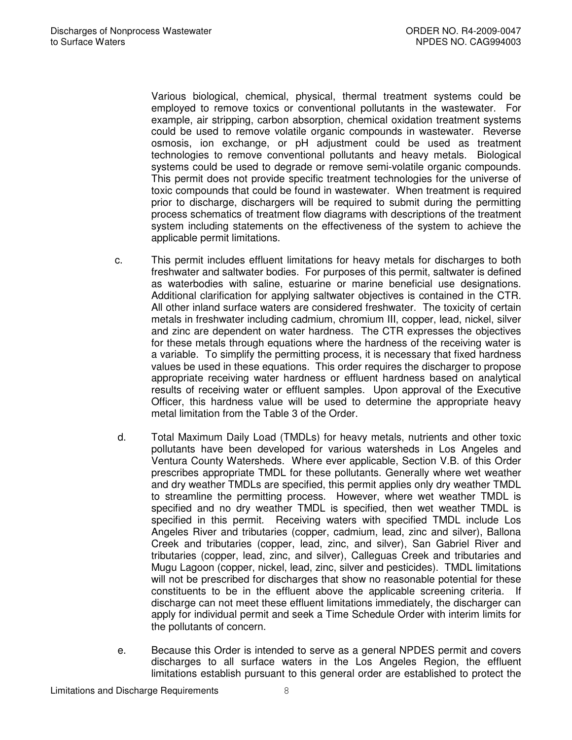Various biological, chemical, physical, thermal treatment systems could be employed to remove toxics or conventional pollutants in the wastewater. For example, air stripping, carbon absorption, chemical oxidation treatment systems could be used to remove volatile organic compounds in wastewater. Reverse osmosis, ion exchange, or pH adjustment could be used as treatment technologies to remove conventional pollutants and heavy metals. Biological systems could be used to degrade or remove semi-volatile organic compounds. This permit does not provide specific treatment technologies for the universe of toxic compounds that could be found in wastewater. When treatment is required prior to discharge, dischargers will be required to submit during the permitting process schematics of treatment flow diagrams with descriptions of the treatment system including statements on the effectiveness of the system to achieve the applicable permit limitations.

c. This permit includes effluent limitations for heavy metals for discharges to both freshwater and saltwater bodies. For purposes of this permit, saltwater is defined as waterbodies with saline, estuarine or marine beneficial use designations. Additional clarification for applying saltwater objectives is contained in the CTR. All other inland surface waters are considered freshwater. The toxicity of certain metals in freshwater including cadmium, chromium III, copper, lead, nickel, silver and zinc are dependent on water hardness. The CTR expresses the objectives for these metals through equations where the hardness of the receiving water is a variable. To simplify the permitting process, it is necessary that fixed hardness values be used in these equations. This order requires the discharger to propose appropriate receiving water hardness or effluent hardness based on analytical results of receiving water or effluent samples. Upon approval of the Executive Officer, this hardness value will be used to determine the appropriate heavy metal limitation from the Table 3 of the Order.

d. Total Maximum Daily Load (TMDLs) for heavy metals, nutrients and other toxic pollutants have been developed for various watersheds in Los Angeles and Ventura County Watersheds. Where ever applicable, Section V.B. of this Order prescribes appropriate TMDL for these pollutants. Generally where wet weather and dry weather TMDLs are specified, this permit applies only dry weather TMDL to streamline the permitting process. However, where wet weather TMDL is specified and no dry weather TMDL is specified, then wet weather TMDL is specified in this permit. Receiving waters with specified TMDL include Los Angeles River and tributaries (copper, cadmium, lead, zinc and silver), Ballona Creek and tributaries (copper, lead, zinc, and silver), San Gabriel River and tributaries (copper, lead, zinc, and silver), Calleguas Creek and tributaries and Mugu Lagoon (copper, nickel, lead, zinc, silver and pesticides). TMDL limitations will not be prescribed for discharges that show no reasonable potential for these constituents to be in the effluent above the applicable screening criteria. If discharge can not meet these effluent limitations immediately, the discharger can apply for individual permit and seek a Time Schedule Order with interim limits for the pollutants of concern.

e. Because this Order is intended to serve as a general NPDES permit and covers discharges to all surface waters in the Los Angeles Region, the effluent limitations establish pursuant to this general order are established to protect the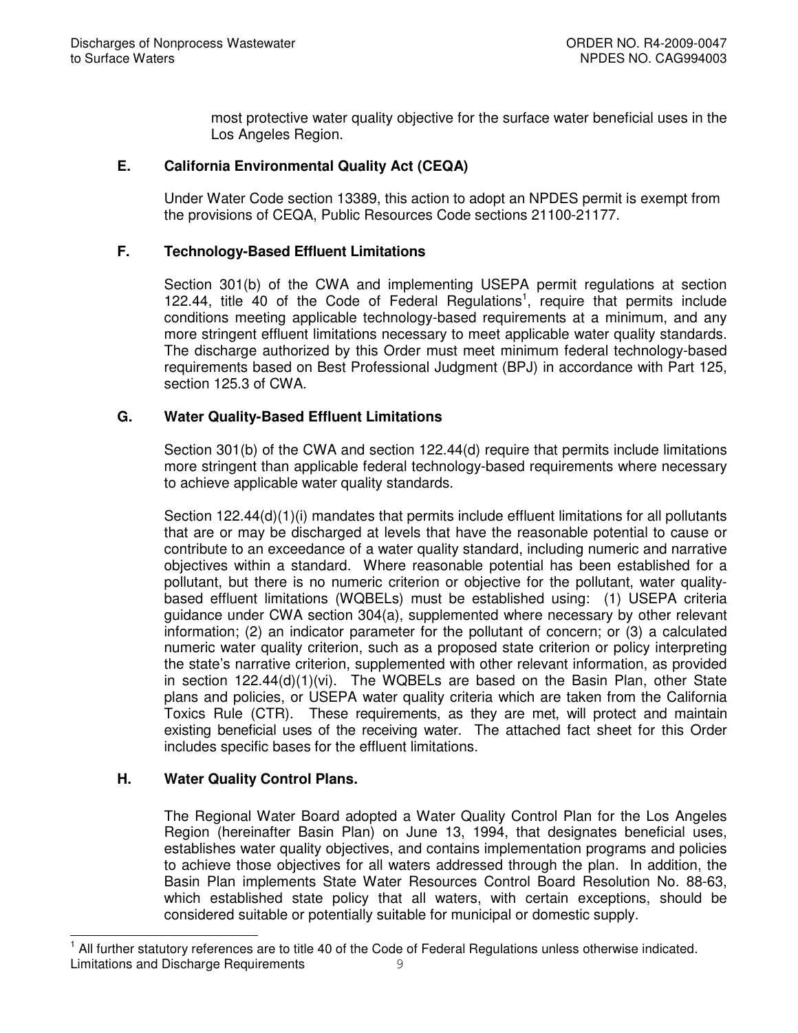most protective water quality objective for the surface water beneficial uses in the Los Angeles Region.

**E. California Environmental Quality Act (CEQA)**

Under Water Code section 13389, this action to adopt an NPDES permit is exempt from the provisions of CEQA, Public Resources Code sections 21100-21177.

**F. Technology-Based Effluent Limitations**

Section 301(b) of the CWA and implementing USEPA permit regulations at section 122.44, title 40 of the Code of Federal Regulations[1], require that permits include conditions meeting applicable technology-based requirements at a minimum, and any more stringent effluent limitations necessary to meet applicable water quality standards. The discharge authorized by this Order must meet minimum federal technology-based requirements based on Best Professional Judgment (BPJ) in accordance with Part 125, section 125.3 of CWA.

**G. Water Quality-Based Effluent Limitations**

Section 301(b) of the CWA and section 122.44(d) require that permits include limitations more stringent than applicable federal technology-based requirements where necessary to achieve applicable water quality standards.

Section 122.44(d)(1)(i) mandates that permits include effluent limitations for all pollutants that are or may be discharged at levels that have the reasonable potential to cause or contribute to an exceedance of a water quality standard, including numeric and narrative objectives within a standard. Where reasonable potential has been established for a pollutant, but there is no numeric criterion or objective for the pollutant, water quality-based effluent limitations (WQBELs) must be established using: (1) USEPA criteria guidance under CWA section 304(a), supplemented where necessary by other relevant information; (2) an indicator parameter for the pollutant of concern; or (3) a calculated numeric water quality criterion, such as a proposed state criterion or policy interpreting the state's narrative criterion, supplemented with other relevant information, as provided in section 122.44(d)(1)(vi). The WQBELs are based on the Basin Plan, other State plans and policies, or USEPA water quality criteria which are taken from the California Toxics Rule (CTR). These requirements, as they are met, will protect and maintain existing beneficial uses of the receiving water. The attached fact sheet for this Order includes specific bases for the effluent limitations.

**H. Water Quality Control Plans.**

The Regional Water Board adopted a Water Quality Control Plan for the Los Angeles Region (hereinafter Basin Plan) on June 13, 1994, that designates beneficial uses, establishes water quality objectives, and contains implementation programs and policies to achieve those objectives for all waters addressed through the plan. In addition, the Basin Plan implements State Water Resources Control Board Resolution No. 88-63, which established state policy that all waters, with certain exceptions, should be considered suitable or potentially suitable for municipal or domestic supply.

---

[1] All further statutory references are to title 40 of the Code of Federal Regulations unless otherwise indicated.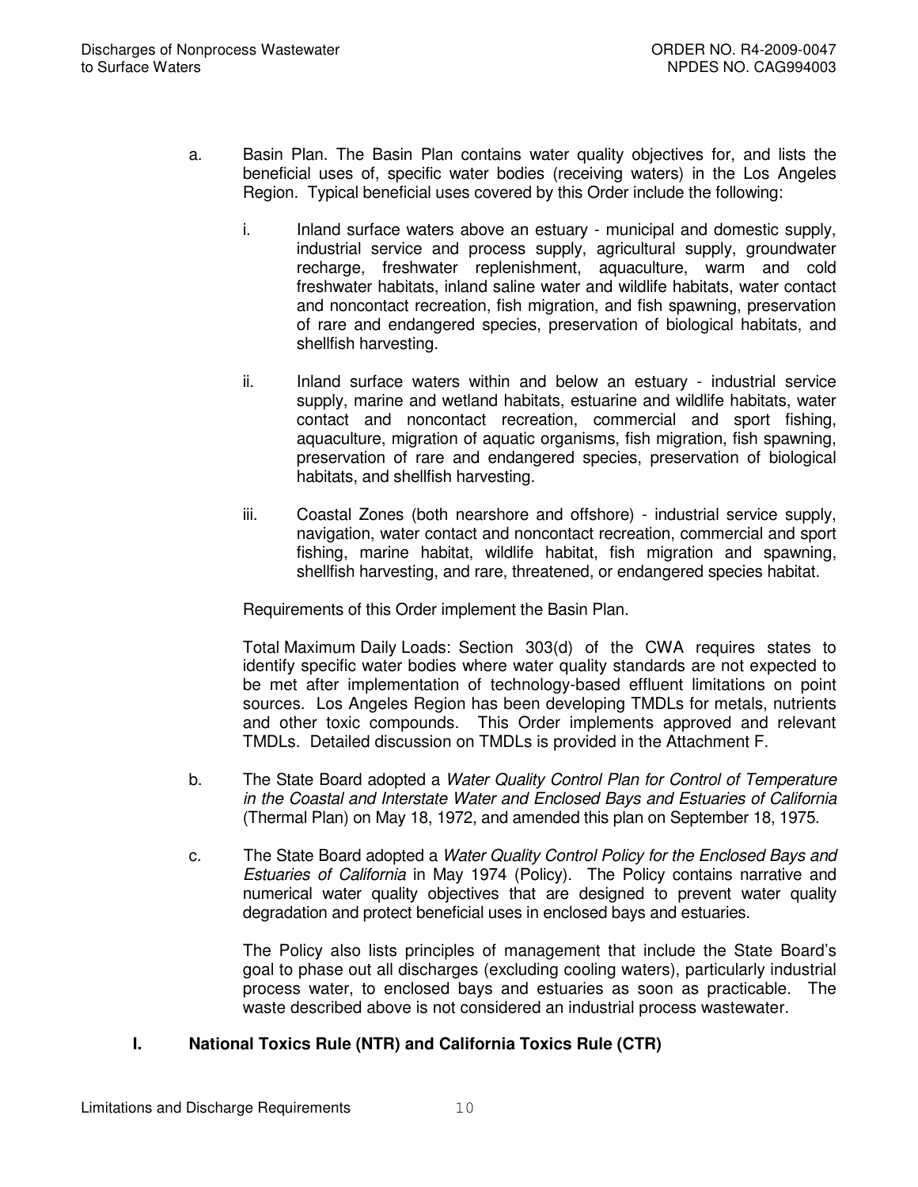a. Basin Plan. The Basin Plan contains water quality objectives for, and lists the beneficial uses of, specific water bodies (receiving waters) in the Los Angeles Region. Typical beneficial uses covered by this Order include the following:

   i. Inland surface waters above an estuary - municipal and domestic supply, industrial service and process supply, agricultural supply, groundwater recharge, freshwater replenishment, aquaculture, warm and cold freshwater habitats, inland saline water and wildlife habitats, water contact and noncontact recreation, fish migration, and fish spawning, preservation of rare and endangered species, preservation of biological habitats, and shellfish harvesting.

   ii. Inland surface waters within and below an estuary - industrial service supply, marine and wetland habitats, estuarine and wildlife habitats, water contact and noncontact recreation, commercial and sport fishing, aquaculture, migration of aquatic organisms, fish migration, fish spawning, preservation of rare and endangered species, preservation of biological habitats, and shellfish harvesting.

   iii. Coastal Zones (both nearshore and offshore) - industrial service supply, navigation, water contact and noncontact recreation, commercial and sport fishing, marine habitat, wildlife habitat, fish migration and spawning, shellfish harvesting, and rare, threatened, or endangered species habitat.

   Requirements of this Order implement the Basin Plan.

   Total Maximum Daily Loads: Section 303(d) of the CWA requires states to identify specific water bodies where water quality standards are not expected to be met after implementation of technology-based effluent limitations on point sources. Los Angeles Region has been developing TMDLs for metals, nutrients and other toxic compounds. This Order implements approved and relevant TMDLs. Detailed discussion on TMDLs is provided in the Attachment F.

b. The State Board adopted a *Water Quality Control Plan for Control of Temperature in the Coastal and Interstate Water and Enclosed Bays and Estuaries of California* (Thermal Plan) on May 18, 1972, and amended this plan on September 18, 1975.

c. The State Board adopted a *Water Quality Control Policy for the Enclosed Bays and Estuaries of California* in May 1974 (Policy). The Policy contains narrative and numerical water quality objectives that are designed to prevent water quality degradation and protect beneficial uses in enclosed bays and estuaries.

   The Policy also lists principles of management that include the State Board's goal to phase out all discharges (excluding cooling waters), particularly industrial process water, to enclosed bays and estuaries as soon as practicable. The waste described above is not considered an industrial process wastewater.

## I. National Toxics Rule (NTR) and California Toxics Rule (CTR)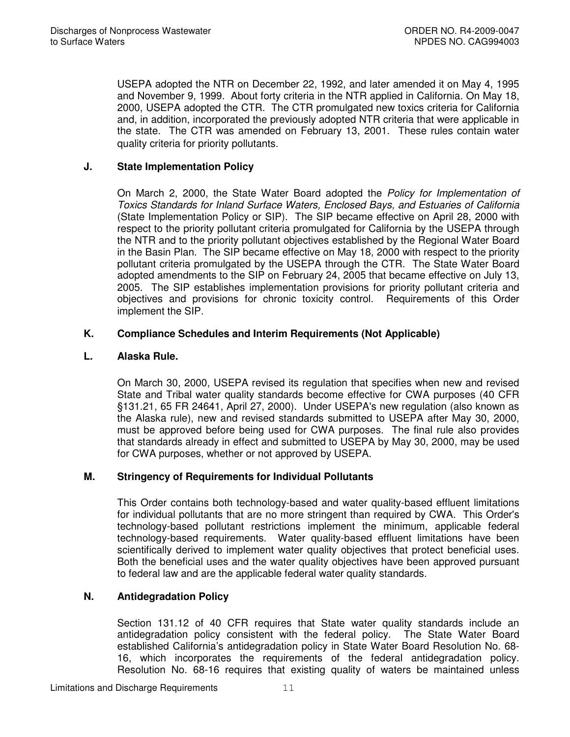USEPA adopted the NTR on December 22, 1992, and later amended it on May 4, 1995 and November 9, 1999. About forty criteria in the NTR applied in California. On May 18, 2000, USEPA adopted the CTR. The CTR promulgated new toxics criteria for California and, in addition, incorporated the previously adopted NTR criteria that were applicable in the state. The CTR was amended on February 13, 2001. These rules contain water quality criteria for priority pollutants.

### J. State Implementation Policy

On March 2, 2000, the State Water Board adopted the *Policy for Implementation of Toxics Standards for Inland Surface Waters, Enclosed Bays, and Estuaries of California* (State Implementation Policy or SIP). The SIP became effective on April 28, 2000 with respect to the priority pollutant criteria promulgated for California by the USEPA through the NTR and to the priority pollutant objectives established by the Regional Water Board in the Basin Plan. The SIP became effective on May 18, 2000 with respect to the priority pollutant criteria promulgated by the USEPA through the CTR. The State Water Board adopted amendments to the SIP on February 24, 2005 that became effective on July 13, 2005. The SIP establishes implementation provisions for priority pollutant criteria and objectives and provisions for chronic toxicity control. Requirements of this Order implement the SIP.

### K. Compliance Schedules and Interim Requirements (Not Applicable)

### L. Alaska Rule.

On March 30, 2000, USEPA revised its regulation that specifies when new and revised State and Tribal water quality standards become effective for CWA purposes (40 CFR §131.21, 65 FR 24641, April 27, 2000). Under USEPA's new regulation (also known as the Alaska rule), new and revised standards submitted to USEPA after May 30, 2000, must be approved before being used for CWA purposes. The final rule also provides that standards already in effect and submitted to USEPA by May 30, 2000, may be used for CWA purposes, whether or not approved by USEPA.

### M. Stringency of Requirements for Individual Pollutants

This Order contains both technology-based and water quality-based effluent limitations for individual pollutants that are no more stringent than required by CWA. This Order's technology-based pollutant restrictions implement the minimum, applicable federal technology-based requirements. Water quality-based effluent limitations have been scientifically derived to implement water quality objectives that protect beneficial uses. Both the beneficial uses and the water quality objectives have been approved pursuant to federal law and are the applicable federal water quality standards.

### N. Antidegradation Policy

Section 131.12 of 40 CFR requires that State water quality standards include an antidegradation policy consistent with the federal policy. The State Water Board established California's antidegradation policy in State Water Board Resolution No. 68-16, which incorporates the requirements of the federal antidegradation policy. Resolution No. 68-16 requires that existing quality of waters be maintained unless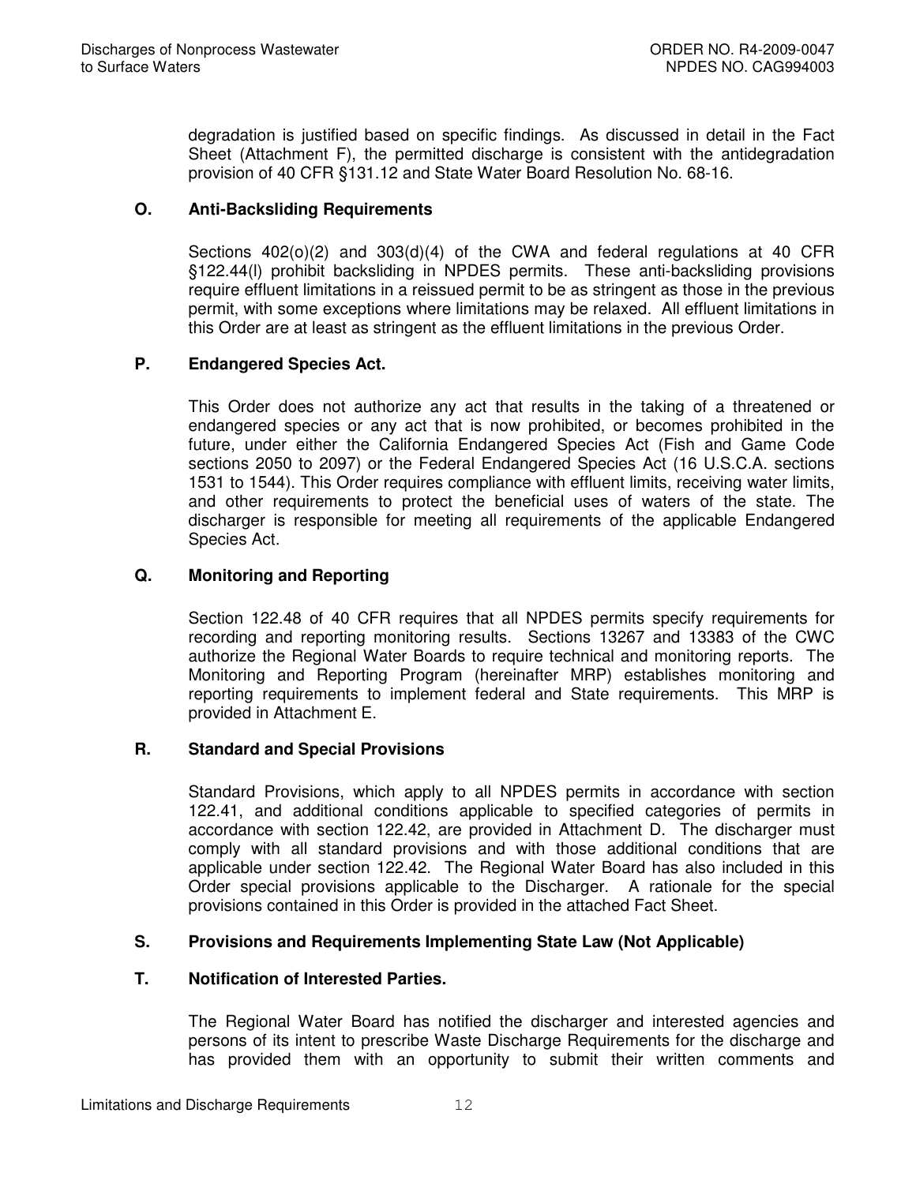degradation is justified based on specific findings. As discussed in detail in the Fact Sheet (Attachment F), the permitted discharge is consistent with the antidegradation provision of 40 CFR §131.12 and State Water Board Resolution No. 68-16.

**O. Anti-Backsliding Requirements**

Sections 402(o)(2) and 303(d)(4) of the CWA and federal regulations at 40 CFR §122.44(l) prohibit backsliding in NPDES permits. These anti-backsliding provisions require effluent limitations in a reissued permit to be as stringent as those in the previous permit, with some exceptions where limitations may be relaxed. All effluent limitations in this Order are at least as stringent as the effluent limitations in the previous Order.

**P. Endangered Species Act.**

This Order does not authorize any act that results in the taking of a threatened or endangered species or any act that is now prohibited, or becomes prohibited in the future, under either the California Endangered Species Act (Fish and Game Code sections 2050 to 2097) or the Federal Endangered Species Act (16 U.S.C.A. sections 1531 to 1544). This Order requires compliance with effluent limits, receiving water limits, and other requirements to protect the beneficial uses of waters of the state. The discharger is responsible for meeting all requirements of the applicable Endangered Species Act.

**Q. Monitoring and Reporting**

Section 122.48 of 40 CFR requires that all NPDES permits specify requirements for recording and reporting monitoring results. Sections 13267 and 13383 of the CWC authorize the Regional Water Boards to require technical and monitoring reports. The Monitoring and Reporting Program (hereinafter MRP) establishes monitoring and reporting requirements to implement federal and State requirements. This MRP is provided in Attachment E.

**R. Standard and Special Provisions**

Standard Provisions, which apply to all NPDES permits in accordance with section 122.41, and additional conditions applicable to specified categories of permits in accordance with section 122.42, are provided in Attachment D. The discharger must comply with all standard provisions and with those additional conditions that are applicable under section 122.42. The Regional Water Board has also included in this Order special provisions applicable to the Discharger. A rationale for the special provisions contained in this Order is provided in the attached Fact Sheet.

**S. Provisions and Requirements Implementing State Law (Not Applicable)**

**T. Notification of Interested Parties.**

The Regional Water Board has notified the discharger and interested agencies and persons of its intent to prescribe Waste Discharge Requirements for the discharge and has provided them with an opportunity to submit their written comments and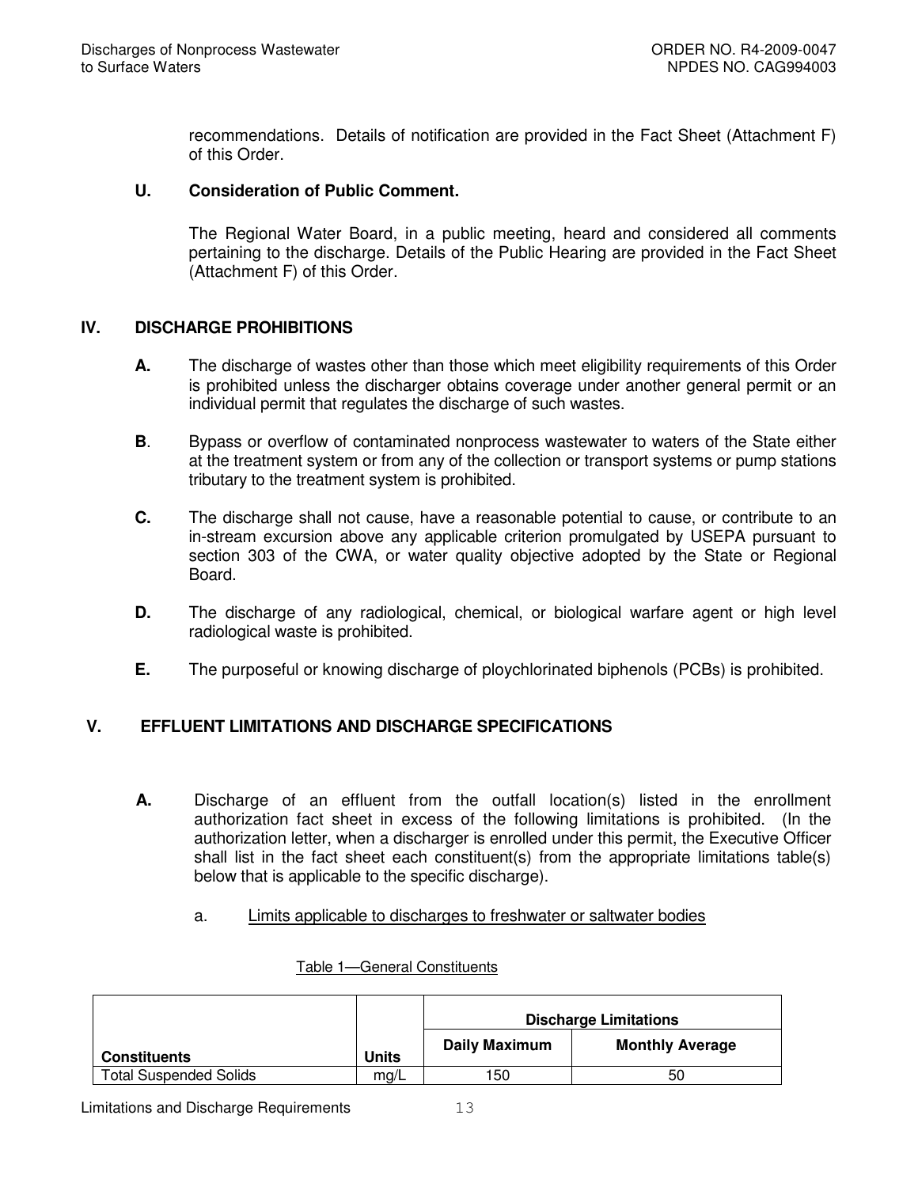recommendations. Details of notification are provided in the Fact Sheet (Attachment F) of this Order.

**U. Consideration of Public Comment.**

The Regional Water Board, in a public meeting, heard and considered all comments pertaining to the discharge. Details of the Public Hearing are provided in the Fact Sheet (Attachment F) of this Order.

## IV. DISCHARGE PROHIBITIONS

**A.** The discharge of wastes other than those which meet eligibility requirements of this Order is prohibited unless the discharger obtains coverage under another general permit or an individual permit that regulates the discharge of such wastes.

**B**. Bypass or overflow of contaminated nonprocess wastewater to waters of the State either at the treatment system or from any of the collection or transport systems or pump stations tributary to the treatment system is prohibited.

**C.** The discharge shall not cause, have a reasonable potential to cause, or contribute to an in-stream excursion above any applicable criterion promulgated by USEPA pursuant to section 303 of the CWA, or water quality objective adopted by the State or Regional Board.

**D.** The discharge of any radiological, chemical, or biological warfare agent or high level radiological waste is prohibited.

**E.** The purposeful or knowing discharge of ploychlorinated biphenols (PCBs) is prohibited.

## V. EFFLUENT LIMITATIONS AND DISCHARGE SPECIFICATIONS

**A.** Discharge of an effluent from the outfall location(s) listed in the enrollment authorization fact sheet in excess of the following limitations is prohibited. (In the authorization letter, when a discharger is enrolled under this permit, the Executive Officer shall list in the fact sheet each constituent(s) from the appropriate limitations table(s) below that is applicable to the specific discharge).

a. Limits applicable to discharges to freshwater or saltwater bodies

Table 1—General Constituents

| Constituents | Units | Discharge Limitations | |
|---|---|---|---|
| | | Daily Maximum | Monthly Average |
| Total Suspended Solids | mg/L | 150 | 50 |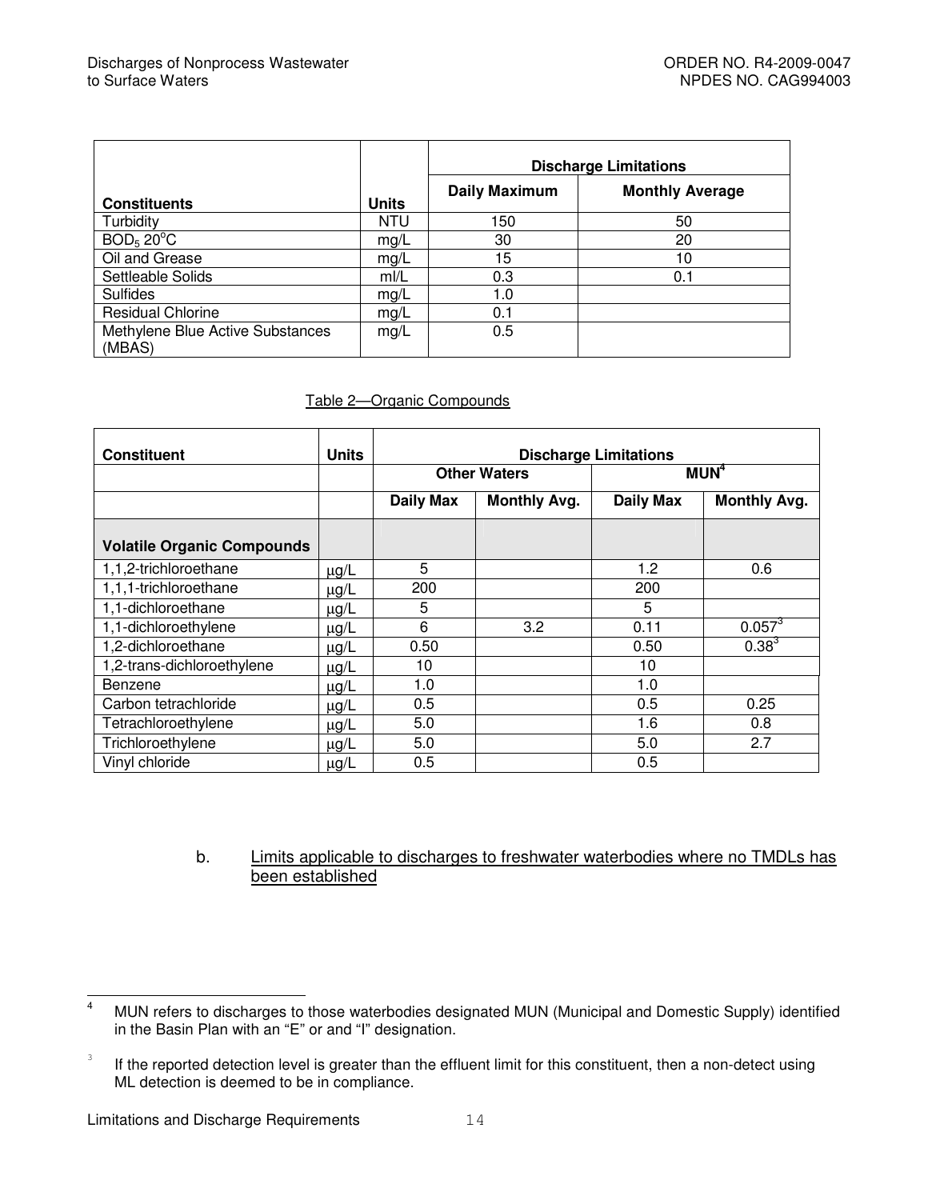| Constituents | Units | Discharge Limitations | |
|---|---|---|---|
| | | Daily Maximum | Monthly Average |
| Turbidity | NTU | 150 | 50 |
| $BOD_5$ 20°C | mg/L | 30 | 20 |
| Oil and Grease | mg/L | 15 | 10 |
| Settleable Solids | ml/L | 0.3 | 0.1 |
| Sulfides | mg/L | 1.0 | |
| Residual Chlorine | mg/L | 0.1 | |
| Methylene Blue Active Substances (MBAS) | mg/L | 0.5 | |

Table 2—Organic Compounds

| Constituent | Units | Discharge Limitations | | | |
|---|---|---|---|---|---|
| | | Other Waters | | MUN[4] | |
| | | Daily Max | Monthly Avg. | Daily Max | Monthly Avg. |
| **Volatile Organic Compounds** | | | | | |
| 1,1,2-trichloroethane | μg/L | 5 | | 1.2 | 0.6 |
| 1,1,1-trichloroethane | μg/L | 200 | | 200 | |
| 1,1-dichloroethane | μg/L | 5 | | 5 | |
| 1,1-dichloroethylene | μg/L | 6 | 3.2 | 0.11 | 0.057[3] |
| 1,2-dichloroethane | μg/L | 0.50 | | 0.50 | 0.38[3] |
| 1,2-trans-dichloroethylene | μg/L | 10 | | 10 | |
| Benzene | μg/L | 1.0 | | 1.0 | |
| Carbon tetrachloride | μg/L | 0.5 | | 0.5 | 0.25 |
| Tetrachloroethylene | μg/L | 5.0 | | 1.6 | 0.8 |
| Trichloroethylene | μg/L | 5.0 | | 5.0 | 2.7 |
| Vinyl chloride | μg/L | 0.5 | | 0.5 | |

b. Limits applicable to discharges to freshwater waterbodies where no TMDLs has been established

[4] MUN refers to discharges to those waterbodies designated MUN (Municipal and Domestic Supply) identified in the Basin Plan with an "E" or and "I" designation.

[3] If the reported detection level is greater than the effluent limit for this constituent, then a non-detect using ML detection is deemed to be in compliance.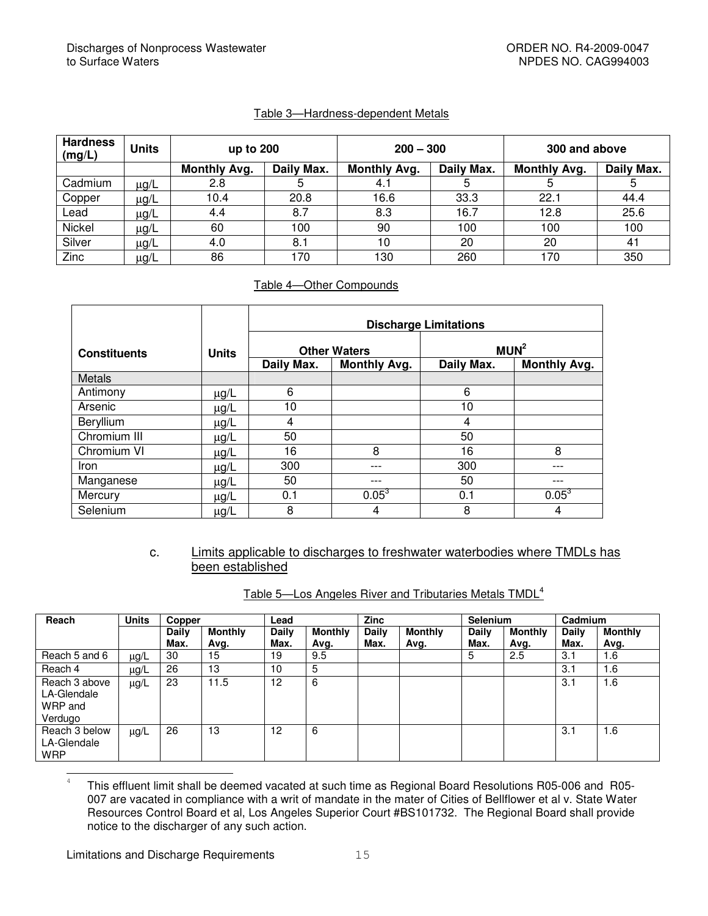Table 3—Hardness-dependent Metals

| Hardness (mg/L) | Units | up to 200 | | 200 – 300 | | 300 and above | |
|---|---|---|---|---|---|---|---|
| | | Monthly Avg. | Daily Max. | Monthly Avg. | Daily Max. | Monthly Avg. | Daily Max. |
| Cadmium | μg/L | 2.8 | 5 | 4.1 | 5 | 5 | 5 |
| Copper | μg/L | 10.4 | 20.8 | 16.6 | 33.3 | 22.1 | 44.4 |
| Lead | μg/L | 4.4 | 8.7 | 8.3 | 16.7 | 12.8 | 25.6 |
| Nickel | μg/L | 60 | 100 | 90 | 100 | 100 | 100 |
| Silver | μg/L | 4.0 | 8.1 | 10 | 20 | 20 | 41 |
| Zinc | μg/L | 86 | 170 | 130 | 260 | 170 | 350 |

Table 4—Other Compounds

| Constituents | Units | Discharge Limitations | | | |
|---|---|---|---|---|---|
| | | Other Waters | | MUN[2] | |
| | | Daily Max. | Monthly Avg. | Daily Max. | Monthly Avg. |
| Metals | | | | | |
| Antimony | μg/L | 6 | | 6 | |
| Arsenic | μg/L | 10 | | 10 | |
| Beryllium | μg/L | 4 | | 4 | |
| Chromium III | μg/L | 50 | | 50 | |
| Chromium VI | μg/L | 16 | 8 | 16 | 8 |
| Iron | μg/L | 300 | --- | 300 | --- |
| Manganese | μg/L | 50 | --- | 50 | --- |
| Mercury | μg/L | 0.1 | 0.05[3] | 0.1 | 0.05[3] |
| Selenium | μg/L | 8 | 4 | 8 | 4 |

c. Limits applicable to discharges to freshwater waterbodies where TMDLs has been established

Table 5—Los Angeles River and Tributaries Metals TMDL[4]

| Reach | Units | Copper | | Lead | | Zinc | | Selenium | | Cadmium | |
|---|---|---|---|---|---|---|---|---|---|---|---|
| | | Daily Max. | Monthly Avg. | Daily Max. | Monthly Avg. | Daily Max. | Monthly Avg. | Daily Max. | Monthly Avg. | Daily Max. | Monthly Avg. |
| Reach 5 and 6 | μg/L | 30 | 15 | 19 | 9.5 | | | 5 | 2.5 | 3.1 | 1.6 |
| Reach 4 | μg/L | 26 | 13 | 10 | 5 | | | | | 3.1 | 1.6 |
| Reach 3 above LA-Glendale WRP and Verdugo | μg/L | 23 | 11.5 | 12 | 6 | | | | | 3.1 | 1.6 |
| Reach 3 below LA-Glendale WRP | μg/L | 26 | 13 | 12 | 6 | | | | | 3.1 | 1.6 |

[4] This effluent limit shall be deemed vacated at such time as Regional Board Resolutions R05-006 and R05-007 are vacated in compliance with a writ of mandate in the mater of Cities of Bellflower et al v. State Water Resources Control Board et al, Los Angeles Superior Court #BS101732. The Regional Board shall provide notice to the discharger of any such action.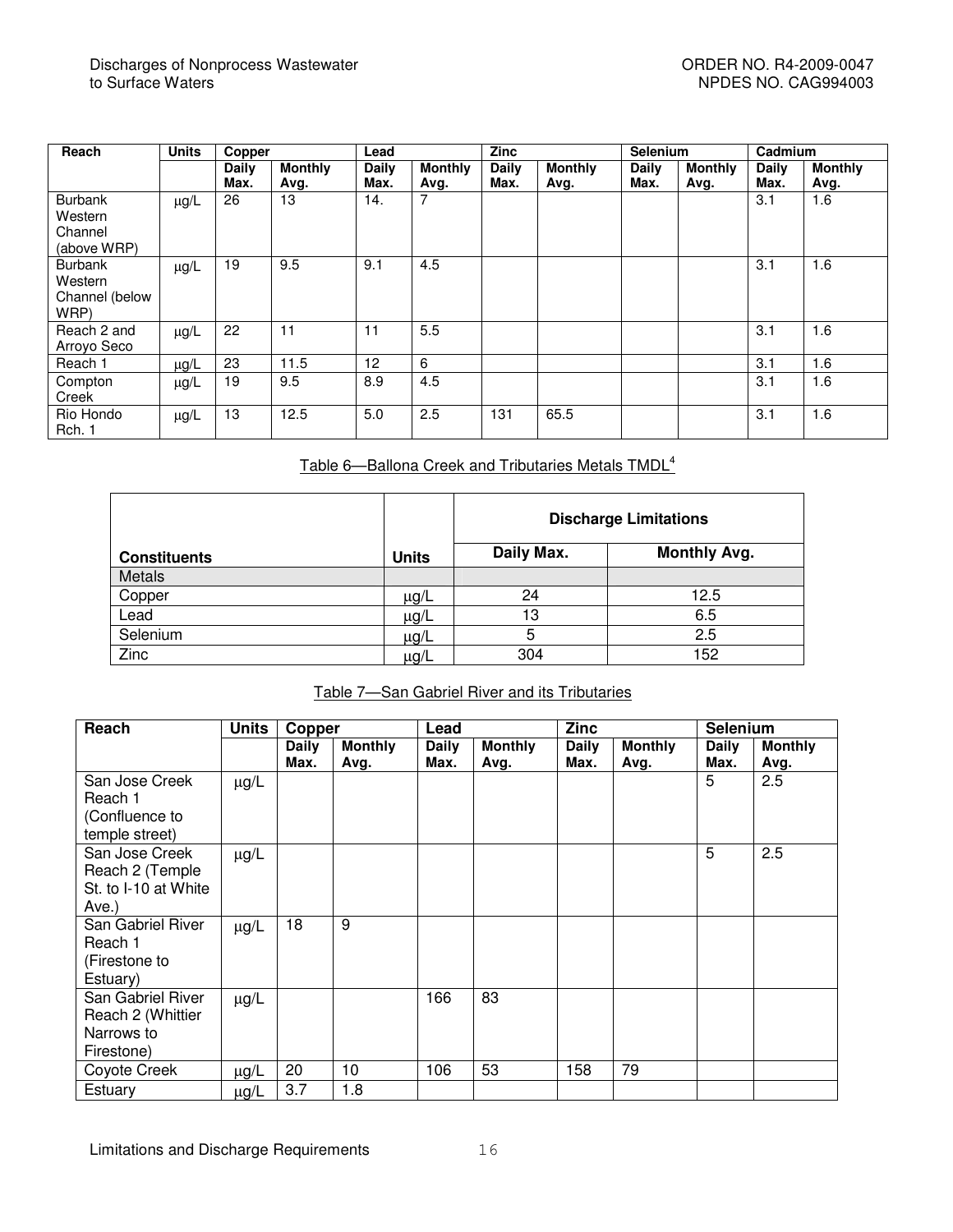| Reach | Units | Copper | | Lead | | Zinc | | Selenium | | Cadmium | |
|---|---|---|---|---|---|---|---|---|---|---|---|
| | | Daily Max. | Monthly Avg. | Daily Max. | Monthly Avg. | Daily Max. | Monthly Avg. | Daily Max. | Monthly Avg. | Daily Max. | Monthly Avg. |
| Burbank Western Channel (above WRP) | μg/L | 26 | 13 | 14. | 7 | | | | | 3.1 | 1.6 |
| Burbank Western Channel (below WRP) | μg/L | 19 | 9.5 | 9.1 | 4.5 | | | | | 3.1 | 1.6 |
| Reach 2 and Arroyo Seco | μg/L | 22 | 11 | 11 | 5.5 | | | | | 3.1 | 1.6 |
| Reach 1 | μg/L | 23 | 11.5 | 12 | 6 | | | | | 3.1 | 1.6 |
| Compton Creek | μg/L | 19 | 9.5 | 8.9 | 4.5 | | | | | 3.1 | 1.6 |
| Rio Hondo Rch. 1 | μg/L | 13 | 12.5 | 5.0 | 2.5 | 131 | 65.5 | | | 3.1 | 1.6 |

Table 6—Ballona Creek and Tributaries Metals TMDL[4]

| Constituents | Units | Discharge Limitations | |
|---|---|---|---|
| | | Daily Max. | Monthly Avg. |
| Metals | | | |
| Copper | μg/L | 24 | 12.5 |
| Lead | μg/L | 13 | 6.5 |
| Selenium | μg/L | 5 | 2.5 |
| Zinc | μg/L | 304 | 152 |

Table 7—San Gabriel River and its Tributaries

| Reach | Units | Copper | | Lead | | Zinc | | Selenium | |
|---|---|---|---|---|---|---|---|---|---|
| | | Daily Max. | Monthly Avg. | Daily Max. | Monthly Avg. | Daily Max. | Monthly Avg. | Daily Max. | Monthly Avg. |
| San Jose Creek Reach 1 (Confluence to temple street) | μg/L | | | | | | | 5 | 2.5 |
| San Jose Creek Reach 2 (Temple St. to I-10 at White Ave.) | μg/L | | | | | | | 5 | 2.5 |
| San Gabriel River Reach 1 (Firestone to Estuary) | μg/L | 18 | 9 | | | | | | |
| San Gabriel River Reach 2 (Whittier Narrows to Firestone) | μg/L | | | 166 | 83 | | | | |
| Coyote Creek | μg/L | 20 | 10 | 106 | 53 | 158 | 79 | | |
| Estuary | μg/L | 3.7 | 1.8 | | | | | | |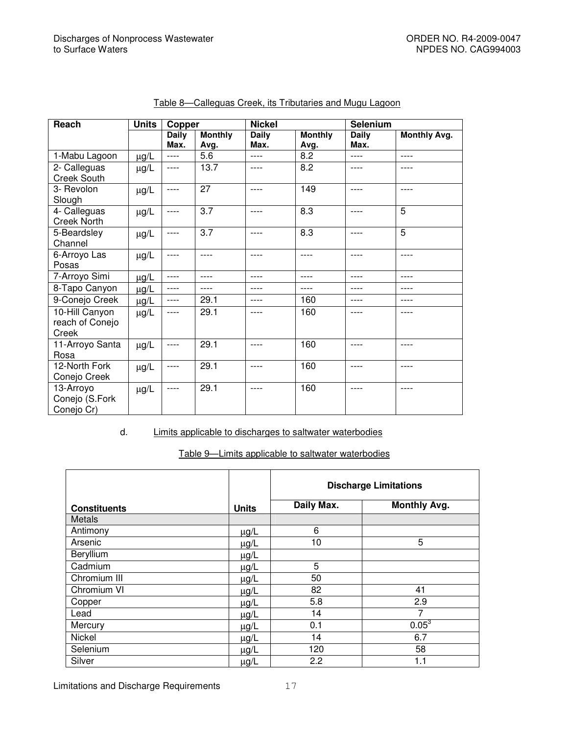Table 8—Calleguas Creek, its Tributaries and Mugu Lagoon

| Reach | Units | Copper | | Nickel | | Selenium | |
|---|---|---|---|---|---|---|---|
| | | Daily Max. | Monthly Avg. | Daily Max. | Monthly Avg. | Daily Max. | Monthly Avg. |
| 1-Mabu Lagoon | μg/L | ---- | 5.6 | ---- | 8.2 | ---- | ---- |
| 2- Calleguas Creek South | μg/L | ---- | 13.7 | ---- | 8.2 | ---- | ---- |
| 3- Revolon Slough | μg/L | ---- | 27 | ---- | 149 | ---- | ---- |
| 4- Calleguas Creek North | μg/L | ---- | 3.7 | ---- | 8.3 | ---- | 5 |
| 5-Beardsley Channel | μg/L | ---- | 3.7 | ---- | 8.3 | ---- | 5 |
| 6-Arroyo Las Posas | μg/L | ---- | ---- | ---- | ---- | ---- | ---- |
| 7-Arroyo Simi | μg/L | ---- | ---- | ---- | ---- | ---- | ---- |
| 8-Tapo Canyon | μg/L | ---- | ---- | ---- | ---- | ---- | ---- |
| 9-Conejo Creek | μg/L | ---- | 29.1 | ---- | 160 | ---- | ---- |
| 10-Hill Canyon reach of Conejo Creek | μg/L | ---- | 29.1 | ---- | 160 | ---- | ---- |
| 11-Arroyo Santa Rosa | μg/L | ---- | 29.1 | ---- | 160 | ---- | ---- |
| 12-North Fork Conejo Creek | μg/L | ---- | 29.1 | ---- | 160 | ---- | ---- |
| 13-Arroyo Conejo (S.Fork Conejo Cr) | μg/L | ---- | 29.1 | ---- | 160 | ---- | ---- |

d. Limits applicable to discharges to saltwater waterbodies

Table 9—Limits applicable to saltwater waterbodies

| | | Discharge Limitations | |
|---|---|---|---|
| Constituents | Units | Daily Max. | Monthly Avg. |
| Metals | | | |
| Antimony | μg/L | 6 | |
| Arsenic | μg/L | 10 | 5 |
| Beryllium | μg/L | | |
| Cadmium | μg/L | 5 | |
| Chromium III | μg/L | 50 | |
| Chromium VI | μg/L | 82 | 41 |
| Copper | μg/L | 5.8 | 2.9 |
| Lead | μg/L | 14 | 7 |
| Mercury | μg/L | 0.1 | 0.05[3] |
| Nickel | μg/L | 14 | 6.7 |
| Selenium | μg/L | 120 | 58 |
| Silver | μg/L | 2.2 | 1.1 |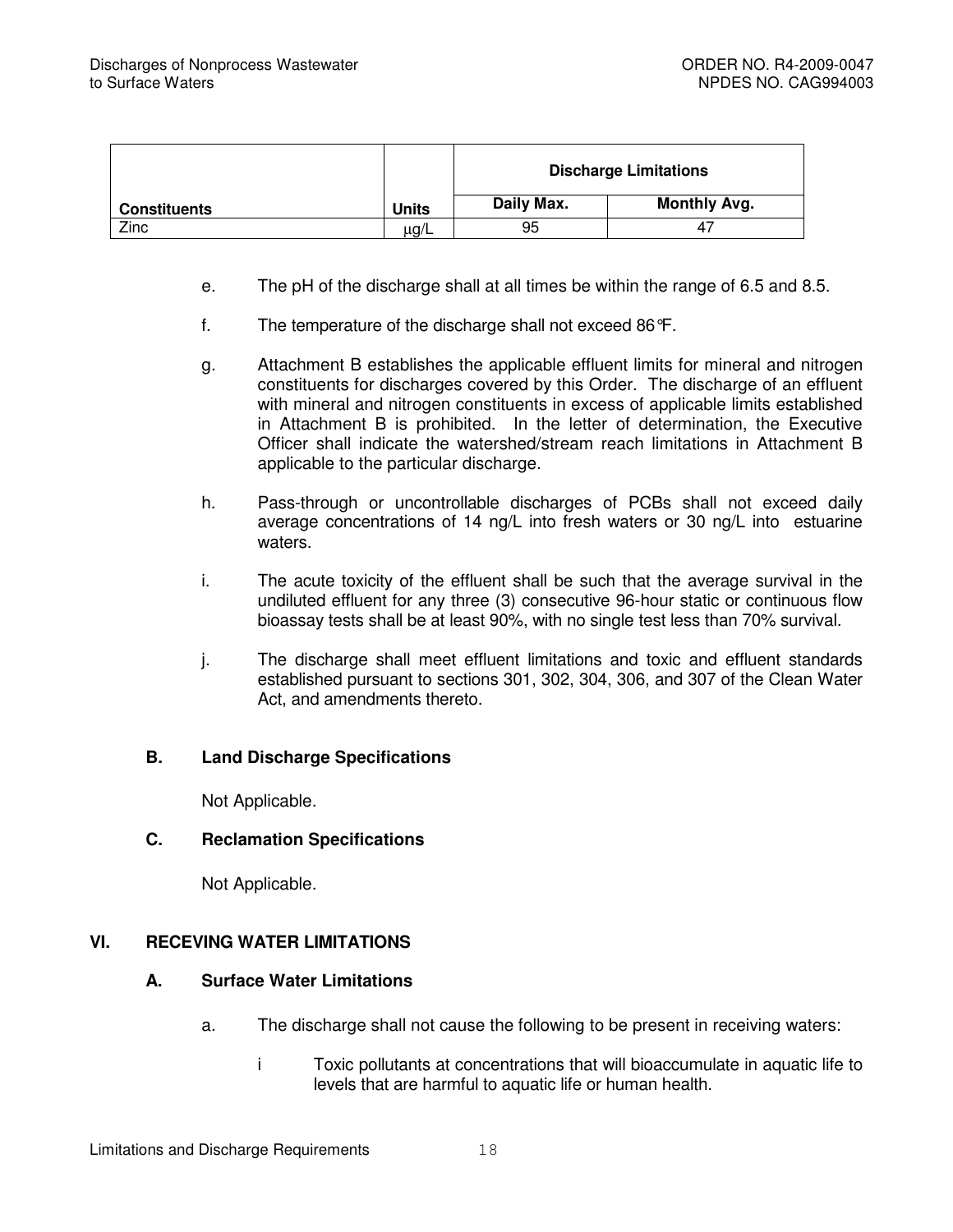| Constituents | Units | Discharge Limitations | |
|---|---|---|---|
| | | Daily Max. | Monthly Avg. |
| Zinc | μg/L | 95 | 47 |

e. The pH of the discharge shall at all times be within the range of 6.5 and 8.5.

f. The temperature of the discharge shall not exceed 86°F.

g. Attachment B establishes the applicable effluent limits for mineral and nitrogen constituents for discharges covered by this Order. The discharge of an effluent with mineral and nitrogen constituents in excess of applicable limits established in Attachment B is prohibited. In the letter of determination, the Executive Officer shall indicate the watershed/stream reach limitations in Attachment B applicable to the particular discharge.

h. Pass-through or uncontrollable discharges of PCBs shall not exceed daily average concentrations of 14 ng/L into fresh waters or 30 ng/L into estuarine waters.

i. The acute toxicity of the effluent shall be such that the average survival in the undiluted effluent for any three (3) consecutive 96-hour static or continuous flow bioassay tests shall be at least 90%, with no single test less than 70% survival.

j. The discharge shall meet effluent limitations and toxic and effluent standards established pursuant to sections 301, 302, 304, 306, and 307 of the Clean Water Act, and amendments thereto.

### B. Land Discharge Specifications

Not Applicable.

### C. Reclamation Specifications

Not Applicable.

## VI. RECEVING WATER LIMITATIONS

### A. Surface Water Limitations

a. The discharge shall not cause the following to be present in receiving waters:

i Toxic pollutants at concentrations that will bioaccumulate in aquatic life to levels that are harmful to aquatic life or human health.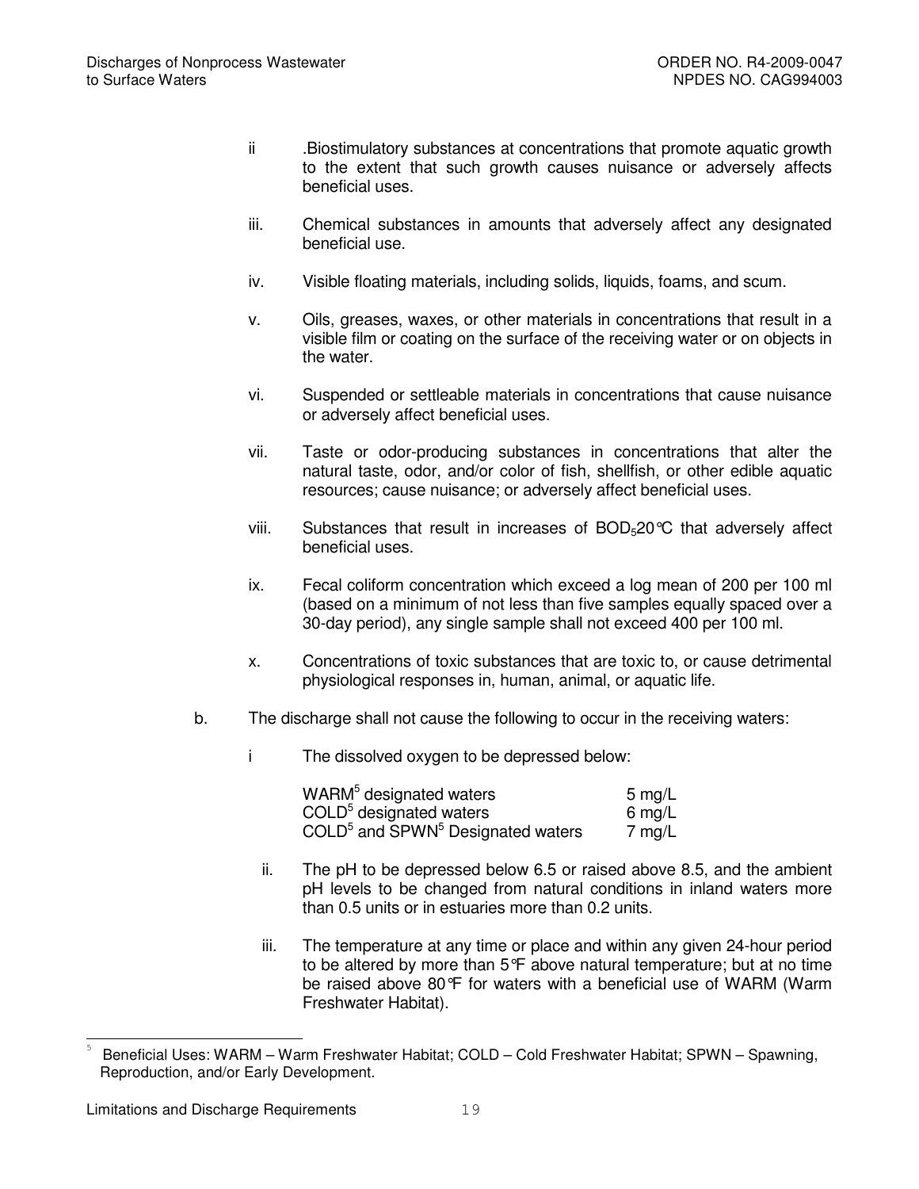ii .Biostimulatory substances at concentrations that promote aquatic growth to the extent that such growth causes nuisance or adversely affects beneficial uses.

iii. Chemical substances in amounts that adversely affect any designated beneficial use.

iv. Visible floating materials, including solids, liquids, foams, and scum.

v. Oils, greases, waxes, or other materials in concentrations that result in a visible film or coating on the surface of the receiving water or on objects in the water.

vi. Suspended or settleable materials in concentrations that cause nuisance or adversely affect beneficial uses.

vii. Taste or odor-producing substances in concentrations that alter the natural taste, odor, and/or color of fish, shellfish, or other edible aquatic resources; cause nuisance; or adversely affect beneficial uses.

viii. Substances that result in increases of $BOD_5$20°C that adversely affect beneficial uses.

ix. Fecal coliform concentration which exceed a log mean of 200 per 100 ml (based on a minimum of not less than five samples equally spaced over a 30-day period), any single sample shall not exceed 400 per 100 ml.

x. Concentrations of toxic substances that are toxic to, or cause detrimental physiological responses in, human, animal, or aquatic life.

b. The discharge shall not cause the following to occur in the receiving waters:

i The dissolved oxygen to be depressed below:

| | |
|---|---|
| WARM[5] designated waters | 5 mg/L |
| COLD[5] designated waters | 6 mg/L |
| COLD[5] and SPWN[5] Designated waters | 7 mg/L |

ii. The pH to be depressed below 6.5 or raised above 8.5, and the ambient pH levels to be changed from natural conditions in inland waters more than 0.5 units or in estuaries more than 0.2 units.

iii. The temperature at any time or place and within any given 24-hour period to be altered by more than 5°F above natural temperature; but at no time be raised above 80°F for waters with a beneficial use of WARM (Warm Freshwater Habitat).

---

[5] Beneficial Uses: WARM – Warm Freshwater Habitat; COLD – Cold Freshwater Habitat; SPWN – Spawning, Reproduction, and/or Early Development.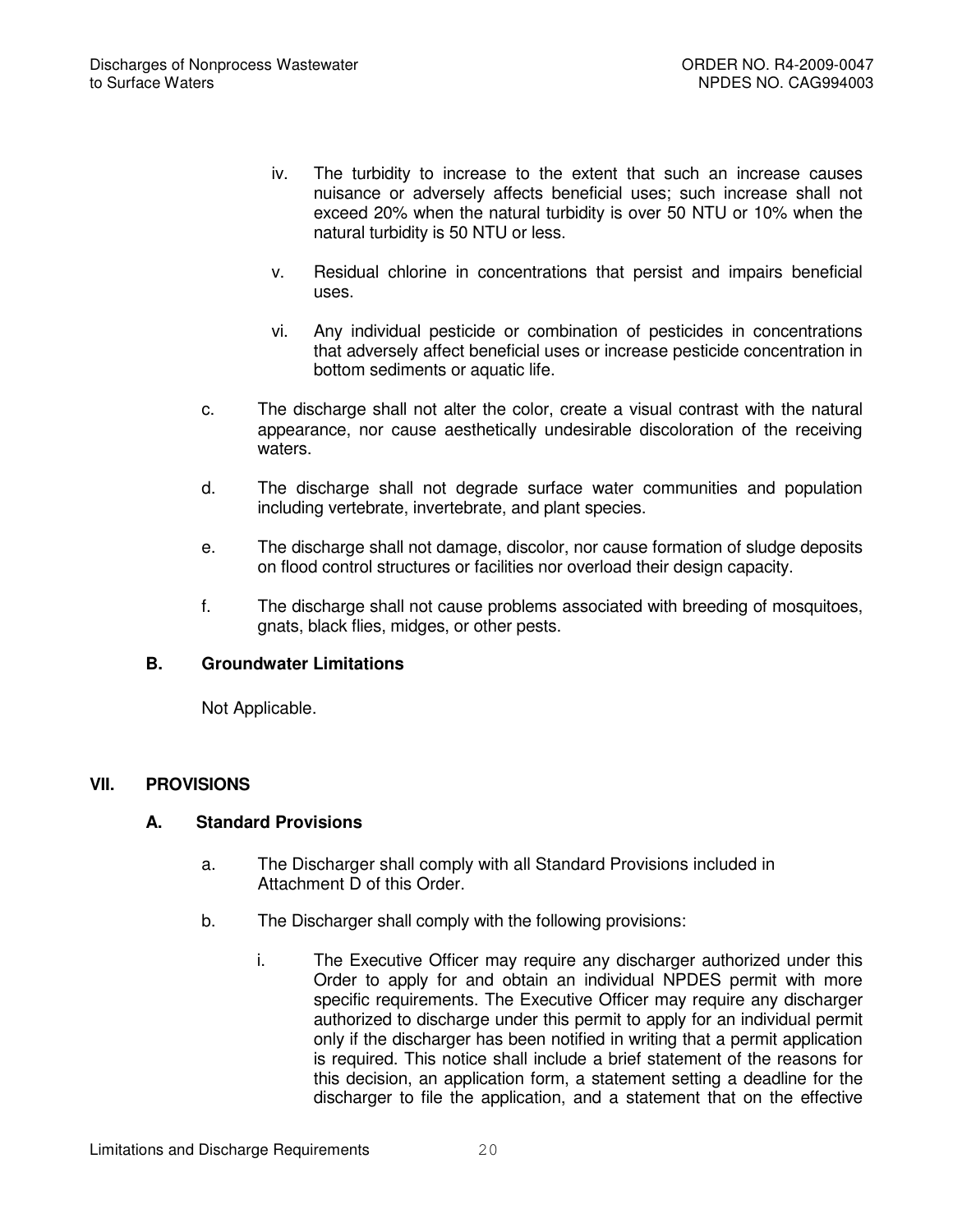iv. The turbidity to increase to the extent that such an increase causes nuisance or adversely affects beneficial uses; such increase shall not exceed 20% when the natural turbidity is over 50 NTU or 10% when the natural turbidity is 50 NTU or less.

v. Residual chlorine in concentrations that persist and impairs beneficial uses.

vi. Any individual pesticide or combination of pesticides in concentrations that adversely affect beneficial uses or increase pesticide concentration in bottom sediments or aquatic life.

c. The discharge shall not alter the color, create a visual contrast with the natural appearance, nor cause aesthetically undesirable discoloration of the receiving waters.

d. The discharge shall not degrade surface water communities and population including vertebrate, invertebrate, and plant species.

e. The discharge shall not damage, discolor, nor cause formation of sludge deposits on flood control structures or facilities nor overload their design capacity.

f. The discharge shall not cause problems associated with breeding of mosquitoes, gnats, black flies, midges, or other pests.

### B. Groundwater Limitations

Not Applicable.

## VII. PROVISIONS

### A. Standard Provisions

a. The Discharger shall comply with all Standard Provisions included in Attachment D of this Order.

b. The Discharger shall comply with the following provisions:

i. The Executive Officer may require any discharger authorized under this Order to apply for and obtain an individual NPDES permit with more specific requirements. The Executive Officer may require any discharger authorized to discharge under this permit to apply for an individual permit only if the discharger has been notified in writing that a permit application is required. This notice shall include a brief statement of the reasons for this decision, an application form, a statement setting a deadline for the discharger to file the application, and a statement that on the effective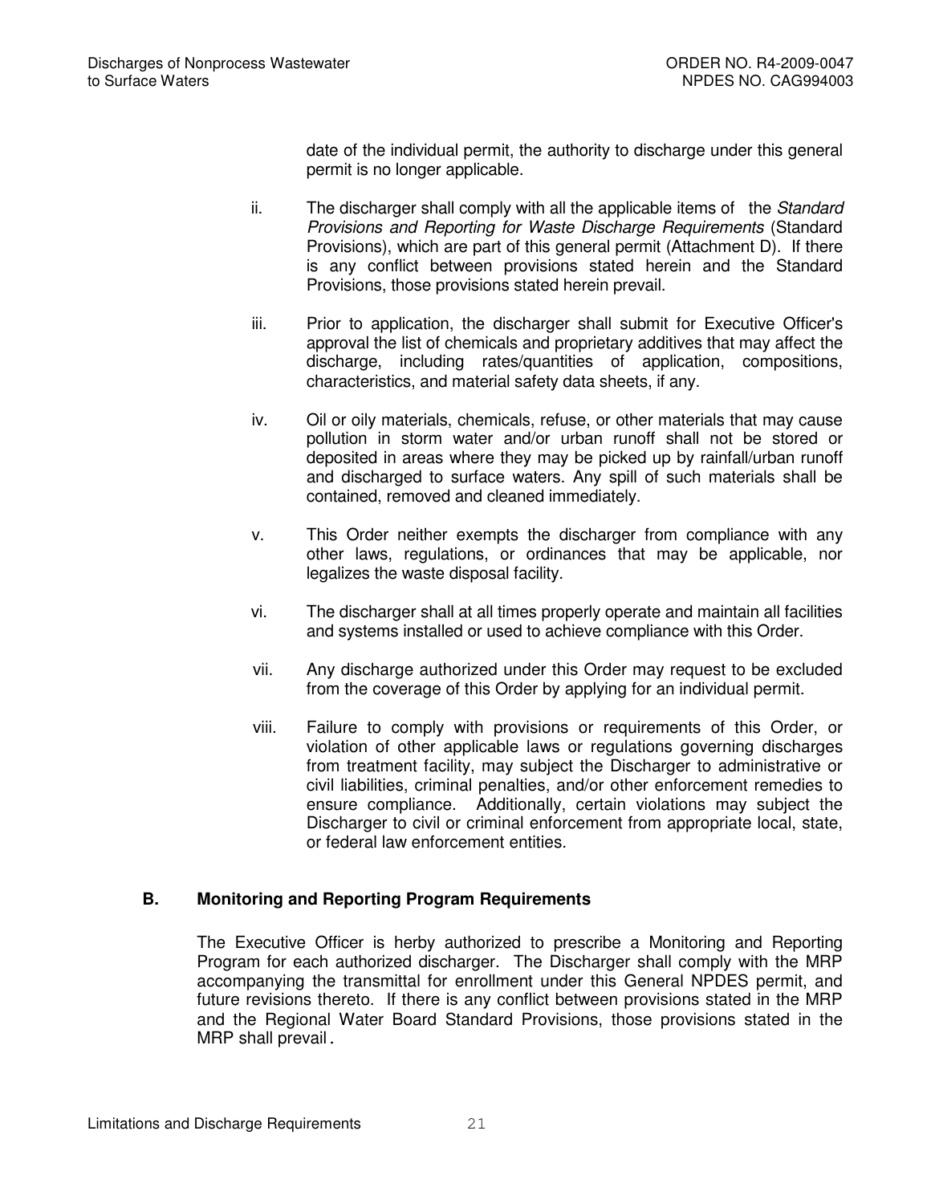date of the individual permit, the authority to discharge under this general permit is no longer applicable.

ii. The discharger shall comply with all the applicable items of the *Standard Provisions and Reporting for Waste Discharge Requirements* (Standard Provisions), which are part of this general permit (Attachment D). If there is any conflict between provisions stated herein and the Standard Provisions, those provisions stated herein prevail.

iii. Prior to application, the discharger shall submit for Executive Officer's approval the list of chemicals and proprietary additives that may affect the discharge, including rates/quantities of application, compositions, characteristics, and material safety data sheets, if any.

iv. Oil or oily materials, chemicals, refuse, or other materials that may cause pollution in storm water and/or urban runoff shall not be stored or deposited in areas where they may be picked up by rainfall/urban runoff and discharged to surface waters. Any spill of such materials shall be contained, removed and cleaned immediately.

v. This Order neither exempts the discharger from compliance with any other laws, regulations, or ordinances that may be applicable, nor legalizes the waste disposal facility.

vi. The discharger shall at all times properly operate and maintain all facilities and systems installed or used to achieve compliance with this Order.

vii. Any discharge authorized under this Order may request to be excluded from the coverage of this Order by applying for an individual permit.

viii. Failure to comply with provisions or requirements of this Order, or violation of other applicable laws or regulations governing discharges from treatment facility, may subject the Discharger to administrative or civil liabilities, criminal penalties, and/or other enforcement remedies to ensure compliance. Additionally, certain violations may subject the Discharger to civil or criminal enforcement from appropriate local, state, or federal law enforcement entities.

## B. Monitoring and Reporting Program Requirements

The Executive Officer is herby authorized to prescribe a Monitoring and Reporting Program for each authorized discharger. The Discharger shall comply with the MRP accompanying the transmittal for enrollment under this General NPDES permit, and future revisions thereto. If there is any conflict between provisions stated in the MRP and the Regional Water Board Standard Provisions, those provisions stated in the MRP shall prevail.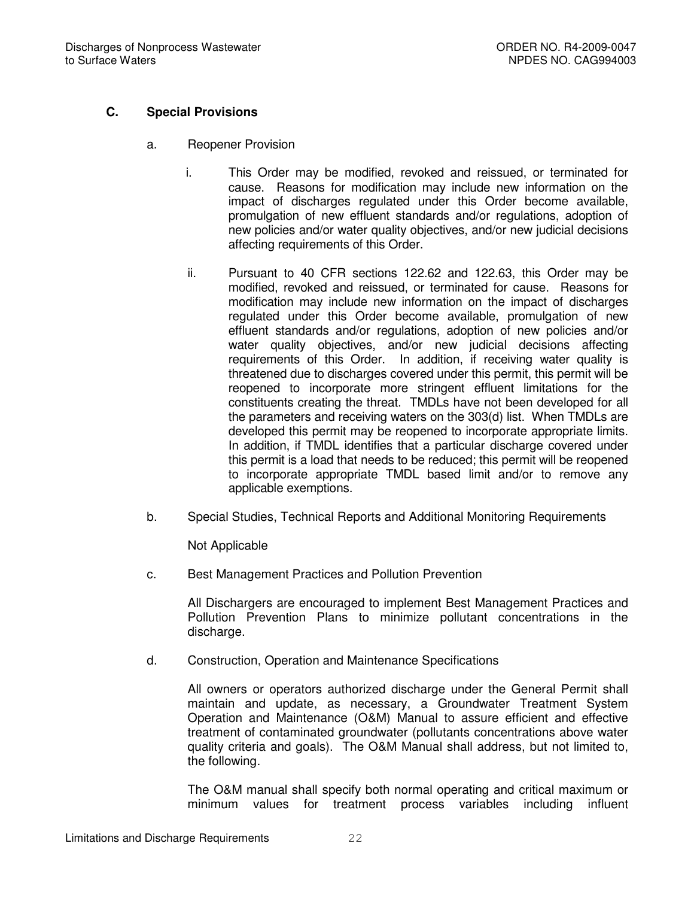### C. Special Provisions

a. Reopener Provision

i. This Order may be modified, revoked and reissued, or terminated for cause. Reasons for modification may include new information on the impact of discharges regulated under this Order become available, promulgation of new effluent standards and/or regulations, adoption of new policies and/or water quality objectives, and/or new judicial decisions affecting requirements of this Order.

ii. Pursuant to 40 CFR sections 122.62 and 122.63, this Order may be modified, revoked and reissued, or terminated for cause. Reasons for modification may include new information on the impact of discharges regulated under this Order become available, promulgation of new effluent standards and/or regulations, adoption of new policies and/or water quality objectives, and/or new judicial decisions affecting requirements of this Order. In addition, if receiving water quality is threatened due to discharges covered under this permit, this permit will be reopened to incorporate more stringent effluent limitations for the constituents creating the threat. TMDLs have not been developed for all the parameters and receiving waters on the 303(d) list. When TMDLs are developed this permit may be reopened to incorporate appropriate limits. In addition, if TMDL identifies that a particular discharge covered under this permit is a load that needs to be reduced; this permit will be reopened to incorporate appropriate TMDL based limit and/or to remove any applicable exemptions.

b. Special Studies, Technical Reports and Additional Monitoring Requirements

Not Applicable

c. Best Management Practices and Pollution Prevention

All Dischargers are encouraged to implement Best Management Practices and Pollution Prevention Plans to minimize pollutant concentrations in the discharge.

d. Construction, Operation and Maintenance Specifications

All owners or operators authorized discharge under the General Permit shall maintain and update, as necessary, a Groundwater Treatment System Operation and Maintenance (O&M) Manual to assure efficient and effective treatment of contaminated groundwater (pollutants concentrations above water quality criteria and goals). The O&M Manual shall address, but not limited to, the following.

The O&M manual shall specify both normal operating and critical maximum or minimum values for treatment process variables including influent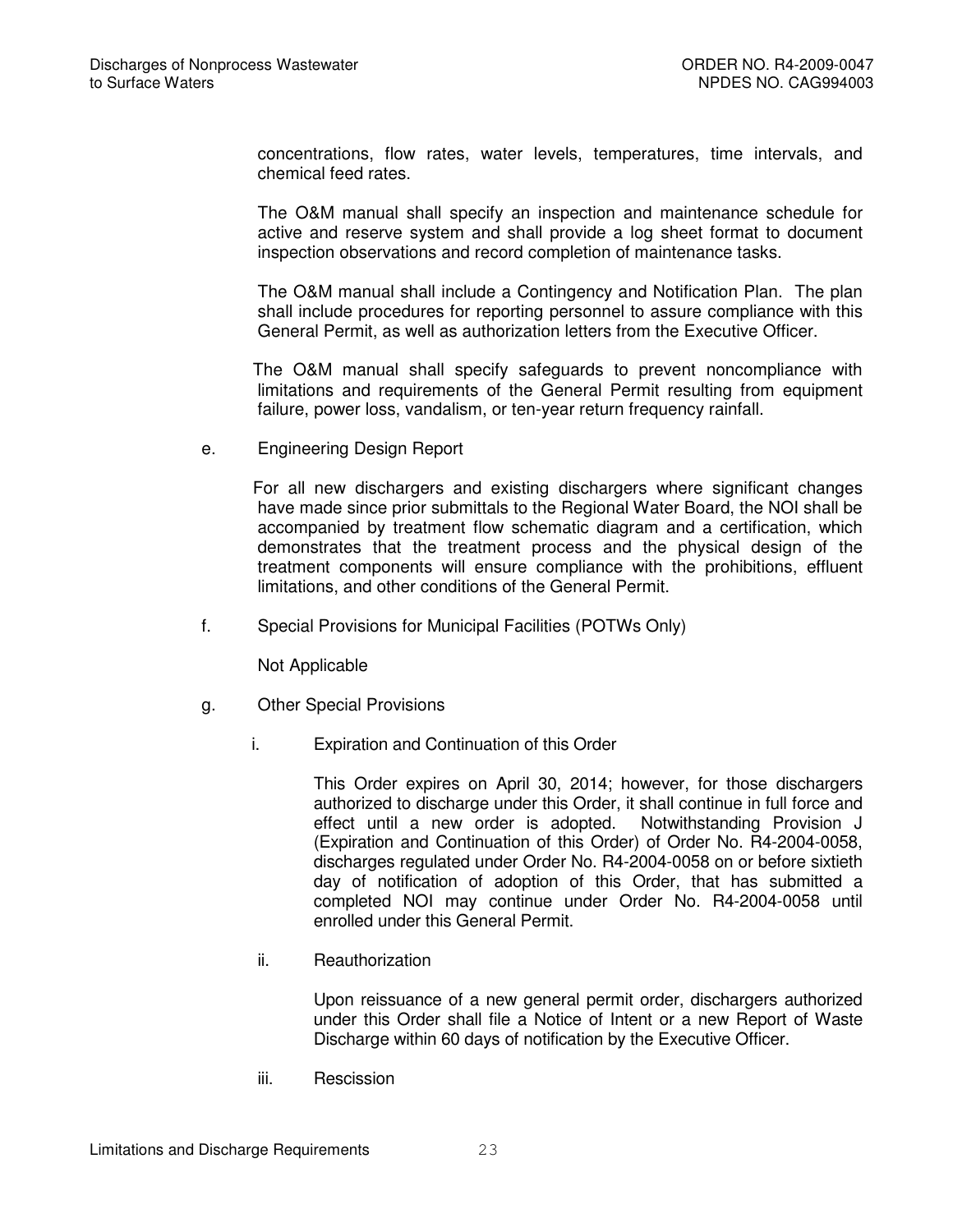concentrations, flow rates, water levels, temperatures, time intervals, and chemical feed rates.

The O&M manual shall specify an inspection and maintenance schedule for active and reserve system and shall provide a log sheet format to document inspection observations and record completion of maintenance tasks.

The O&M manual shall include a Contingency and Notification Plan. The plan shall include procedures for reporting personnel to assure compliance with this General Permit, as well as authorization letters from the Executive Officer.

The O&M manual shall specify safeguards to prevent noncompliance with limitations and requirements of the General Permit resulting from equipment failure, power loss, vandalism, or ten-year return frequency rainfall.

e. Engineering Design Report

For all new dischargers and existing dischargers where significant changes have made since prior submittals to the Regional Water Board, the NOI shall be accompanied by treatment flow schematic diagram and a certification, which demonstrates that the treatment process and the physical design of the treatment components will ensure compliance with the prohibitions, effluent limitations, and other conditions of the General Permit.

f. Special Provisions for Municipal Facilities (POTWs Only)

Not Applicable

g. Other Special Provisions

i. Expiration and Continuation of this Order

This Order expires on April 30, 2014; however, for those dischargers authorized to discharge under this Order, it shall continue in full force and effect until a new order is adopted. Notwithstanding Provision J (Expiration and Continuation of this Order) of Order No. R4-2004-0058, discharges regulated under Order No. R4-2004-0058 on or before sixtieth day of notification of adoption of this Order, that has submitted a completed NOI may continue under Order No. R4-2004-0058 until enrolled under this General Permit.

ii. Reauthorization

Upon reissuance of a new general permit order, dischargers authorized under this Order shall file a Notice of Intent or a new Report of Waste Discharge within 60 days of notification by the Executive Officer.

iii. Rescission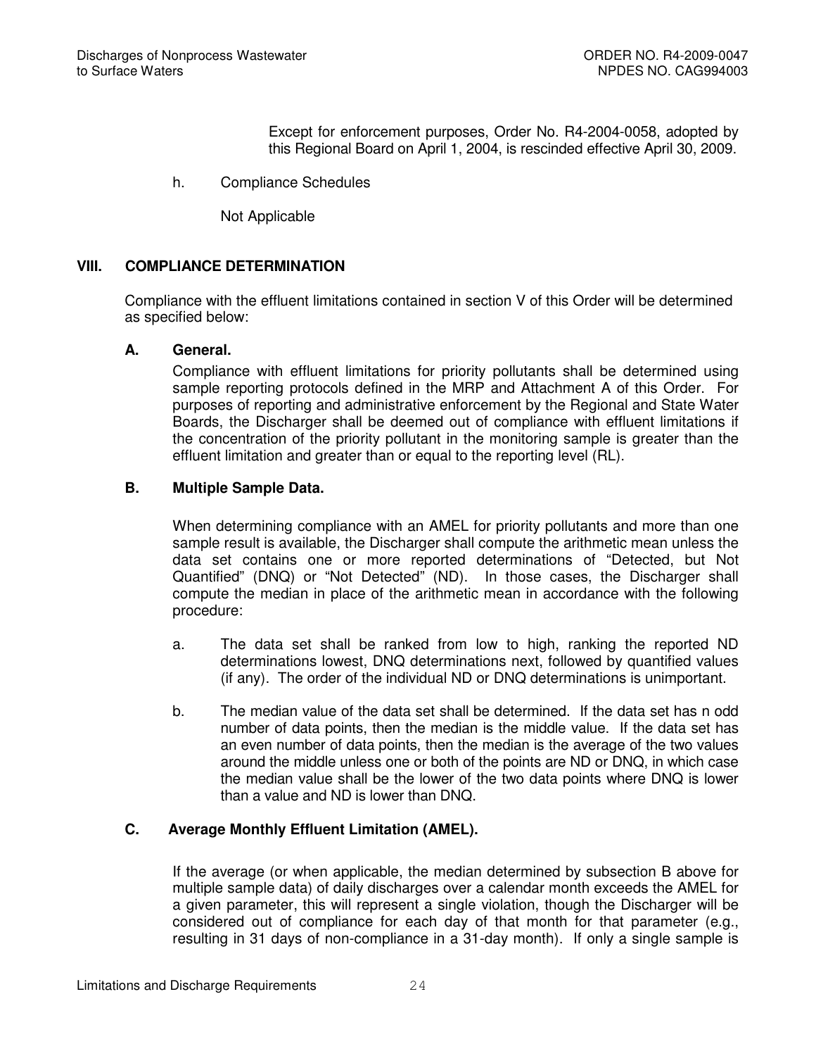Except for enforcement purposes, Order No. R4-2004-0058, adopted by this Regional Board on April 1, 2004, is rescinded effective April 30, 2009.

h. Compliance Schedules

Not Applicable

## VIII. COMPLIANCE DETERMINATION

Compliance with the effluent limitations contained in section V of this Order will be determined as specified below:

### A. General.

Compliance with effluent limitations for priority pollutants shall be determined using sample reporting protocols defined in the MRP and Attachment A of this Order. For purposes of reporting and administrative enforcement by the Regional and State Water Boards, the Discharger shall be deemed out of compliance with effluent limitations if the concentration of the priority pollutant in the monitoring sample is greater than the effluent limitation and greater than or equal to the reporting level (RL).

### B. Multiple Sample Data.

When determining compliance with an AMEL for priority pollutants and more than one sample result is available, the Discharger shall compute the arithmetic mean unless the data set contains one or more reported determinations of "Detected, but Not Quantified" (DNQ) or "Not Detected" (ND). In those cases, the Discharger shall compute the median in place of the arithmetic mean in accordance with the following procedure:

a. The data set shall be ranked from low to high, ranking the reported ND determinations lowest, DNQ determinations next, followed by quantified values (if any). The order of the individual ND or DNQ determinations is unimportant.

b. The median value of the data set shall be determined. If the data set has n odd number of data points, then the median is the middle value. If the data set has an even number of data points, then the median is the average of the two values around the middle unless one or both of the points are ND or DNQ, in which case the median value shall be the lower of the two data points where DNQ is lower than a value and ND is lower than DNQ.

### C. Average Monthly Effluent Limitation (AMEL).

If the average (or when applicable, the median determined by subsection B above for multiple sample data) of daily discharges over a calendar month exceeds the AMEL for a given parameter, this will represent a single violation, though the Discharger will be considered out of compliance for each day of that month for that parameter (e.g., resulting in 31 days of non-compliance in a 31-day month). If only a single sample is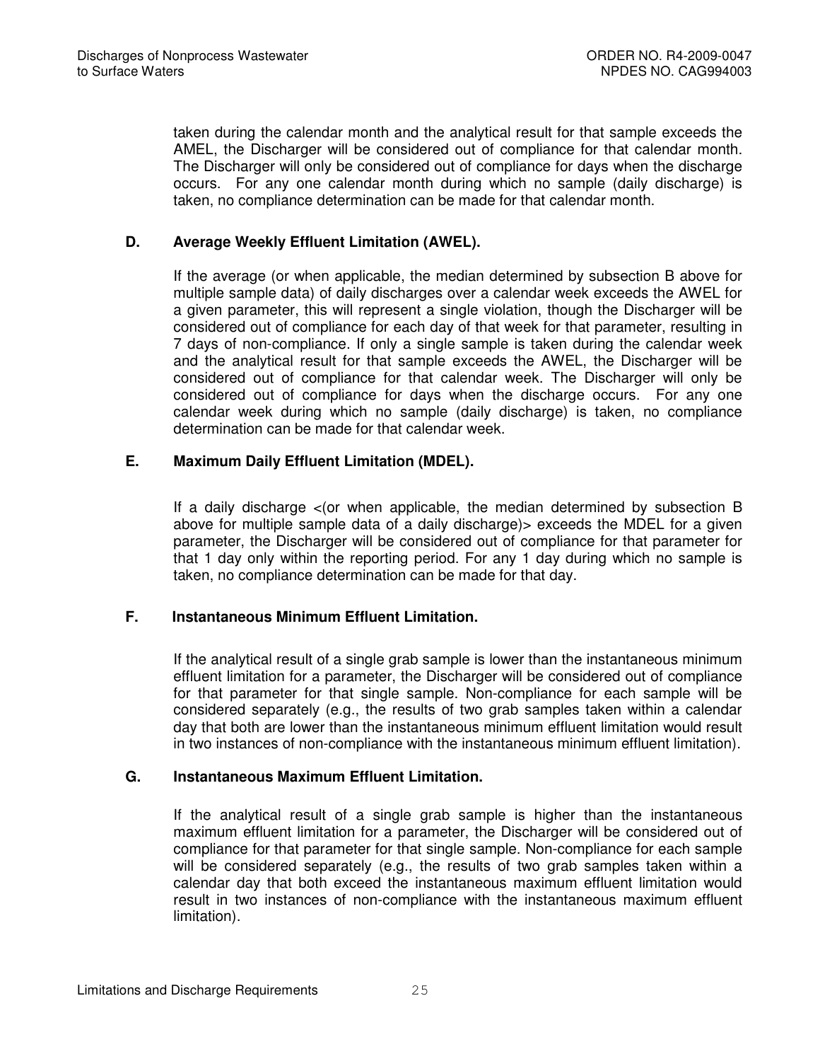taken during the calendar month and the analytical result for that sample exceeds the AMEL, the Discharger will be considered out of compliance for that calendar month. The Discharger will only be considered out of compliance for days when the discharge occurs. For any one calendar month during which no sample (daily discharge) is taken, no compliance determination can be made for that calendar month.

### D. Average Weekly Effluent Limitation (AWEL).

If the average (or when applicable, the median determined by subsection B above for multiple sample data) of daily discharges over a calendar week exceeds the AWEL for a given parameter, this will represent a single violation, though the Discharger will be considered out of compliance for each day of that week for that parameter, resulting in 7 days of non-compliance. If only a single sample is taken during the calendar week and the analytical result for that sample exceeds the AWEL, the Discharger will be considered out of compliance for that calendar week. The Discharger will only be considered out of compliance for days when the discharge occurs. For any one calendar week during which no sample (daily discharge) is taken, no compliance determination can be made for that calendar week.

### E. Maximum Daily Effluent Limitation (MDEL).

If a daily discharge <(or when applicable, the median determined by subsection B above for multiple sample data of a daily discharge)> exceeds the MDEL for a given parameter, the Discharger will be considered out of compliance for that parameter for that 1 day only within the reporting period. For any 1 day during which no sample is taken, no compliance determination can be made for that day.

### F. Instantaneous Minimum Effluent Limitation.

If the analytical result of a single grab sample is lower than the instantaneous minimum effluent limitation for a parameter, the Discharger will be considered out of compliance for that parameter for that single sample. Non-compliance for each sample will be considered separately (e.g., the results of two grab samples taken within a calendar day that both are lower than the instantaneous minimum effluent limitation would result in two instances of non-compliance with the instantaneous minimum effluent limitation).

### G. Instantaneous Maximum Effluent Limitation.

If the analytical result of a single grab sample is higher than the instantaneous maximum effluent limitation for a parameter, the Discharger will be considered out of compliance for that parameter for that single sample. Non-compliance for each sample will be considered separately (e.g., the results of two grab samples taken within a calendar day that both exceed the instantaneous maximum effluent limitation would result in two instances of non-compliance with the instantaneous maximum effluent limitation).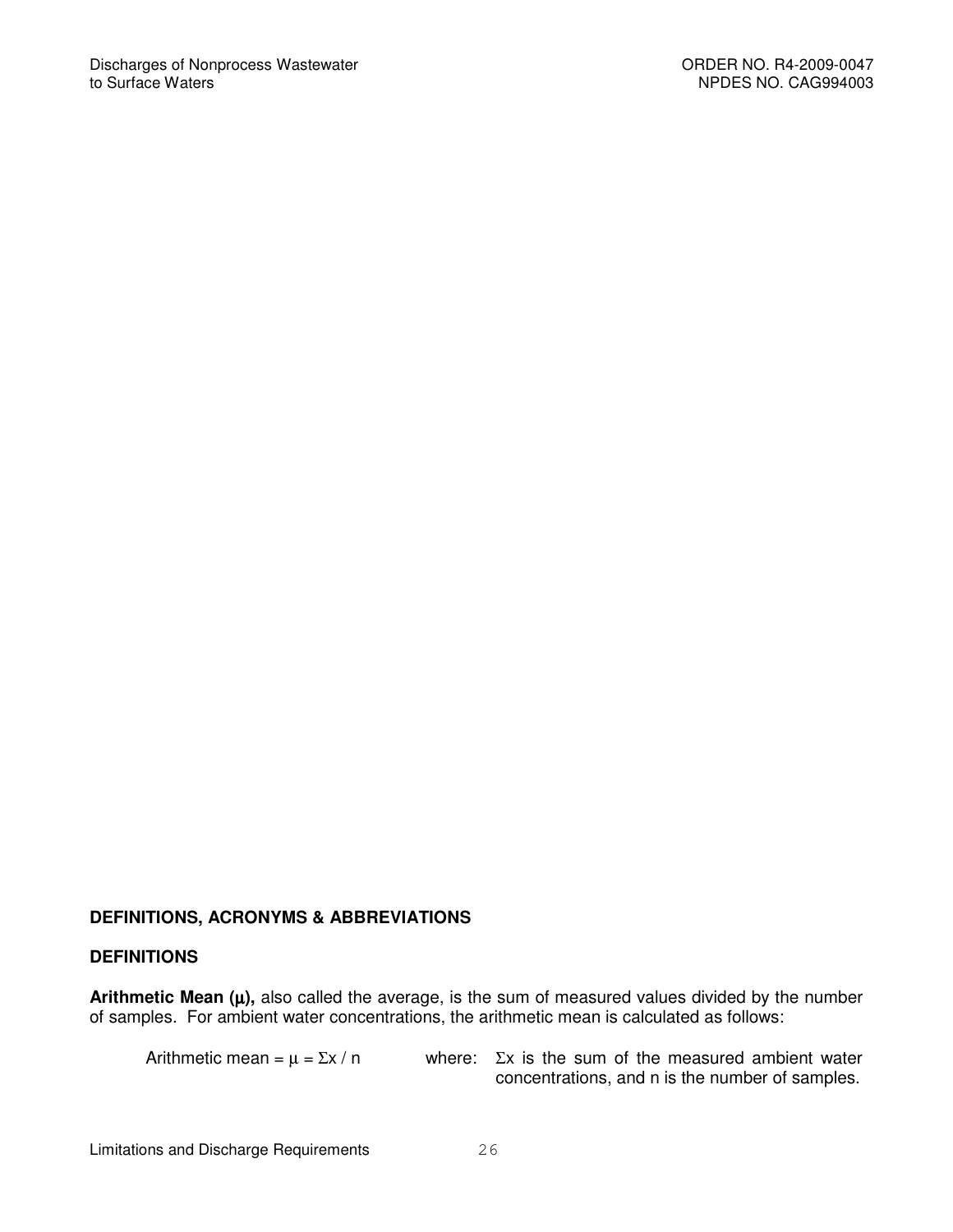# DEFINITIONS, ACRONYMS & ABBREVIATIONS

## DEFINITIONS

**Arithmetic Mean ($\mu$),** also called the average, is the sum of measured values divided by the number of samples. For ambient water concentrations, the arithmetic mean is calculated as follows:

Arithmetic mean = $\mu = \Sigma x / n$ where: $\Sigma x$ is the sum of the measured ambient water concentrations, and n is the number of samples.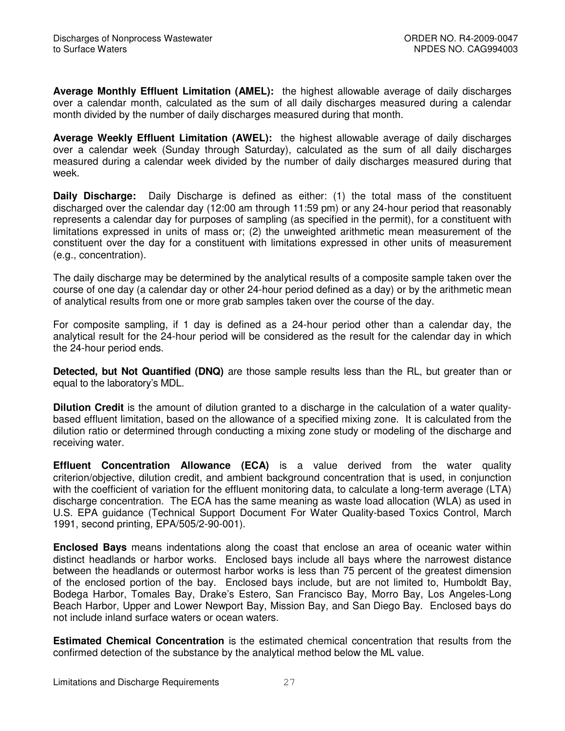**Average Monthly Effluent Limitation (AMEL):** the highest allowable average of daily discharges over a calendar month, calculated as the sum of all daily discharges measured during a calendar month divided by the number of daily discharges measured during that month.

**Average Weekly Effluent Limitation (AWEL):** the highest allowable average of daily discharges over a calendar week (Sunday through Saturday), calculated as the sum of all daily discharges measured during a calendar week divided by the number of daily discharges measured during that week.

**Daily Discharge:** Daily Discharge is defined as either: (1) the total mass of the constituent discharged over the calendar day (12:00 am through 11:59 pm) or any 24-hour period that reasonably represents a calendar day for purposes of sampling (as specified in the permit), for a constituent with limitations expressed in units of mass or; (2) the unweighted arithmetic mean measurement of the constituent over the day for a constituent with limitations expressed in other units of measurement (e.g., concentration).

The daily discharge may be determined by the analytical results of a composite sample taken over the course of one day (a calendar day or other 24-hour period defined as a day) or by the arithmetic mean of analytical results from one or more grab samples taken over the course of the day.

For composite sampling, if 1 day is defined as a 24-hour period other than a calendar day, the analytical result for the 24-hour period will be considered as the result for the calendar day in which the 24-hour period ends.

**Detected, but Not Quantified (DNQ)** are those sample results less than the RL, but greater than or equal to the laboratory's MDL.

**Dilution Credit** is the amount of dilution granted to a discharge in the calculation of a water quality-based effluent limitation, based on the allowance of a specified mixing zone. It is calculated from the dilution ratio or determined through conducting a mixing zone study or modeling of the discharge and receiving water.

**Effluent Concentration Allowance (ECA)** is a value derived from the water quality criterion/objective, dilution credit, and ambient background concentration that is used, in conjunction with the coefficient of variation for the effluent monitoring data, to calculate a long-term average (LTA) discharge concentration. The ECA has the same meaning as waste load allocation (WLA) as used in U.S. EPA guidance (Technical Support Document For Water Quality-based Toxics Control, March 1991, second printing, EPA/505/2-90-001).

**Enclosed Bays** means indentations along the coast that enclose an area of oceanic water within distinct headlands or harbor works. Enclosed bays include all bays where the narrowest distance between the headlands or outermost harbor works is less than 75 percent of the greatest dimension of the enclosed portion of the bay. Enclosed bays include, but are not limited to, Humboldt Bay, Bodega Harbor, Tomales Bay, Drake's Estero, San Francisco Bay, Morro Bay, Los Angeles-Long Beach Harbor, Upper and Lower Newport Bay, Mission Bay, and San Diego Bay. Enclosed bays do not include inland surface waters or ocean waters.

**Estimated Chemical Concentration** is the estimated chemical concentration that results from the confirmed detection of the substance by the analytical method below the ML value.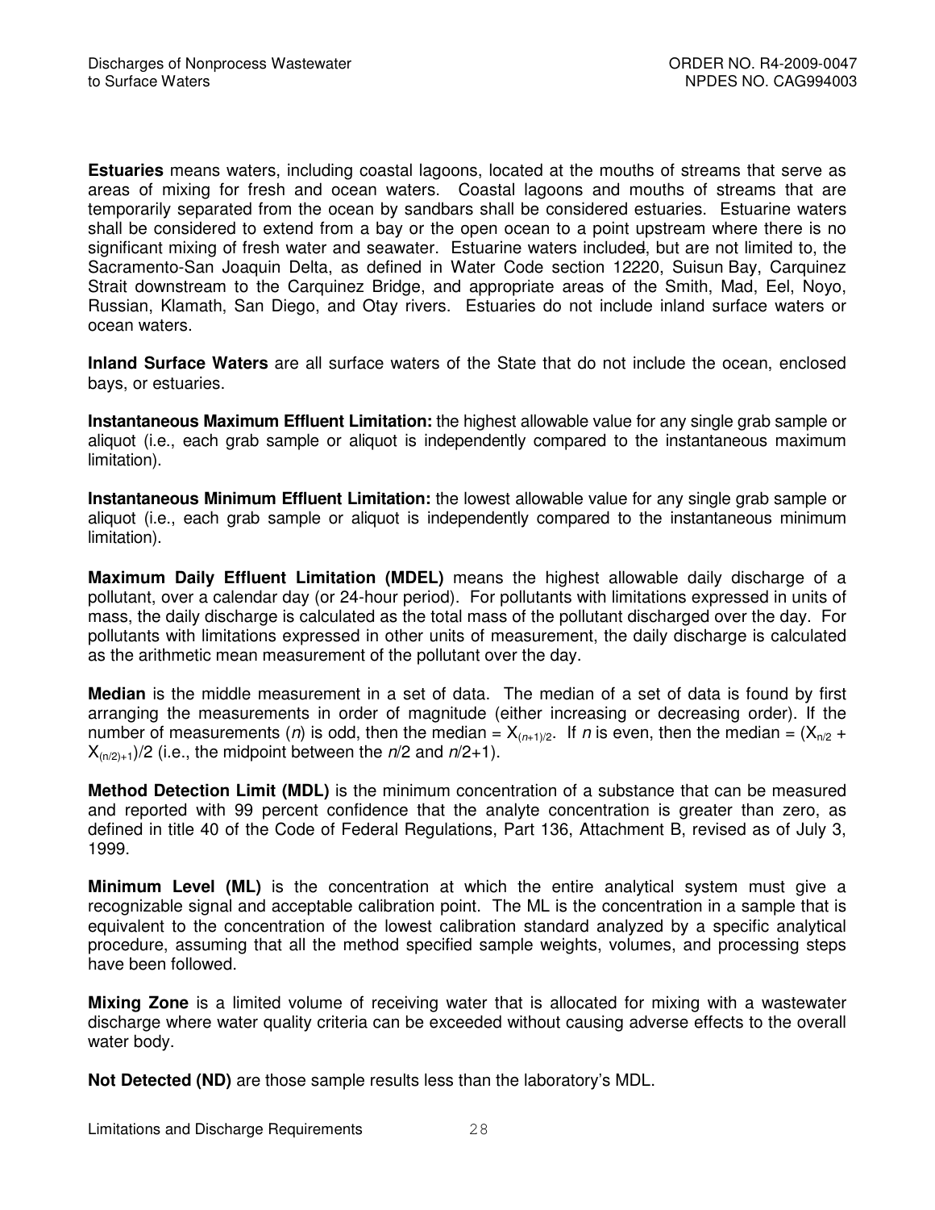**Estuaries** means waters, including coastal lagoons, located at the mouths of streams that serve as areas of mixing for fresh and ocean waters. Coastal lagoons and mouths of streams that are temporarily separated from the ocean by sandbars shall be considered estuaries. Estuarine waters shall be considered to extend from a bay or the open ocean to a point upstream where there is no significant mixing of fresh water and seawater. Estuarine waters included, but are not limited to, the Sacramento-San Joaquin Delta, as defined in Water Code section 12220, Suisun Bay, Carquinez Strait downstream to the Carquinez Bridge, and appropriate areas of the Smith, Mad, Eel, Noyo, Russian, Klamath, San Diego, and Otay rivers. Estuaries do not include inland surface waters or ocean waters.

**Inland Surface Waters** are all surface waters of the State that do not include the ocean, enclosed bays, or estuaries.

**Instantaneous Maximum Effluent Limitation:** the highest allowable value for any single grab sample or aliquot (i.e., each grab sample or aliquot is independently compared to the instantaneous maximum limitation).

**Instantaneous Minimum Effluent Limitation:** the lowest allowable value for any single grab sample or aliquot (i.e., each grab sample or aliquot is independently compared to the instantaneous minimum limitation).

**Maximum Daily Effluent Limitation (MDEL)** means the highest allowable daily discharge of a pollutant, over a calendar day (or 24-hour period). For pollutants with limitations expressed in units of mass, the daily discharge is calculated as the total mass of the pollutant discharged over the day. For pollutants with limitations expressed in other units of measurement, the daily discharge is calculated as the arithmetic mean measurement of the pollutant over the day.

**Median** is the middle measurement in a set of data. The median of a set of data is found by first arranging the measurements in order of magnitude (either increasing or decreasing order). If the number of measurements ($n$) is odd, then the median = $X_{(n+1)/2}$. If $n$ is even, then the median = $(X_{n/2} + X_{(n/2)+1})/2$ (i.e., the midpoint between the $n/2$ and $n/2+1$).

**Method Detection Limit (MDL)** is the minimum concentration of a substance that can be measured and reported with 99 percent confidence that the analyte concentration is greater than zero, as defined in title 40 of the Code of Federal Regulations, Part 136, Attachment B, revised as of July 3, 1999.

**Minimum Level (ML)** is the concentration at which the entire analytical system must give a recognizable signal and acceptable calibration point. The ML is the concentration in a sample that is equivalent to the concentration of the lowest calibration standard analyzed by a specific analytical procedure, assuming that all the method specified sample weights, volumes, and processing steps have been followed.

**Mixing Zone** is a limited volume of receiving water that is allocated for mixing with a wastewater discharge where water quality criteria can be exceeded without causing adverse effects to the overall water body.

**Not Detected (ND)** are those sample results less than the laboratory's MDL.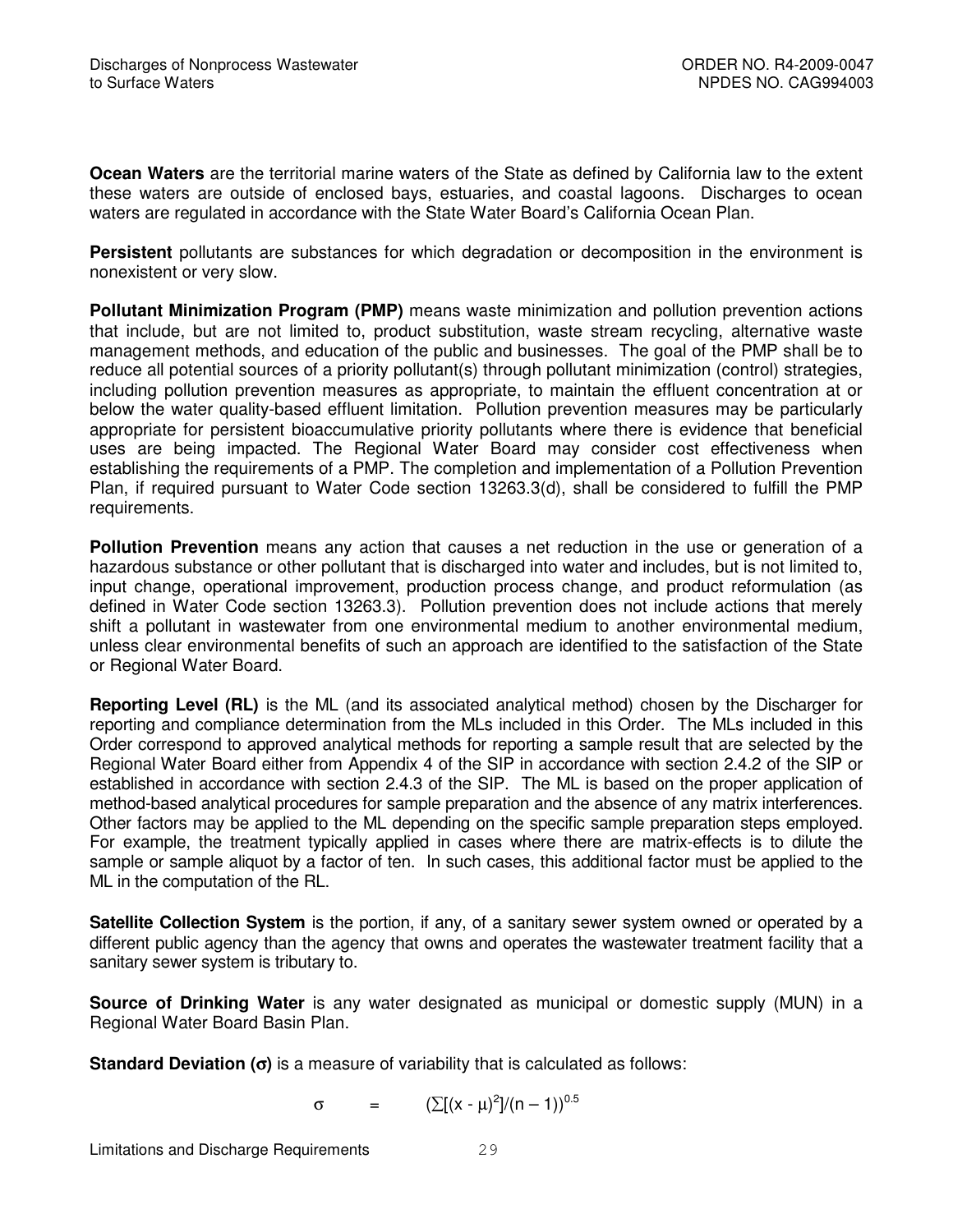**Ocean Waters** are the territorial marine waters of the State as defined by California law to the extent these waters are outside of enclosed bays, estuaries, and coastal lagoons. Discharges to ocean waters are regulated in accordance with the State Water Board's California Ocean Plan.

**Persistent** pollutants are substances for which degradation or decomposition in the environment is nonexistent or very slow.

**Pollutant Minimization Program (PMP)** means waste minimization and pollution prevention actions that include, but are not limited to, product substitution, waste stream recycling, alternative waste management methods, and education of the public and businesses. The goal of the PMP shall be to reduce all potential sources of a priority pollutant(s) through pollutant minimization (control) strategies, including pollution prevention measures as appropriate, to maintain the effluent concentration at or below the water quality-based effluent limitation. Pollution prevention measures may be particularly appropriate for persistent bioaccumulative priority pollutants where there is evidence that beneficial uses are being impacted. The Regional Water Board may consider cost effectiveness when establishing the requirements of a PMP. The completion and implementation of a Pollution Prevention Plan, if required pursuant to Water Code section 13263.3(d), shall be considered to fulfill the PMP requirements.

**Pollution Prevention** means any action that causes a net reduction in the use or generation of a hazardous substance or other pollutant that is discharged into water and includes, but is not limited to, input change, operational improvement, production process change, and product reformulation (as defined in Water Code section 13263.3). Pollution prevention does not include actions that merely shift a pollutant in wastewater from one environmental medium to another environmental medium, unless clear environmental benefits of such an approach are identified to the satisfaction of the State or Regional Water Board.

**Reporting Level (RL)** is the ML (and its associated analytical method) chosen by the Discharger for reporting and compliance determination from the MLs included in this Order. The MLs included in this Order correspond to approved analytical methods for reporting a sample result that are selected by the Regional Water Board either from Appendix 4 of the SIP in accordance with section 2.4.2 of the SIP or established in accordance with section 2.4.3 of the SIP. The ML is based on the proper application of method-based analytical procedures for sample preparation and the absence of any matrix interferences. Other factors may be applied to the ML depending on the specific sample preparation steps employed. For example, the treatment typically applied in cases where there are matrix-effects is to dilute the sample or sample aliquot by a factor of ten. In such cases, this additional factor must be applied to the ML in the computation of the RL.

**Satellite Collection System** is the portion, if any, of a sanitary sewer system owned or operated by a different public agency than the agency that owns and operates the wastewater treatment facility that a sanitary sewer system is tributary to.

**Source of Drinking Water** is any water designated as municipal or domestic supply (MUN) in a Regional Water Board Basin Plan.

**Standard Deviation (σ)** is a measure of variability that is calculated as follows:

$$\sigma = (\sum[(x - \mu)^2]/(n - 1))^{0.5}$$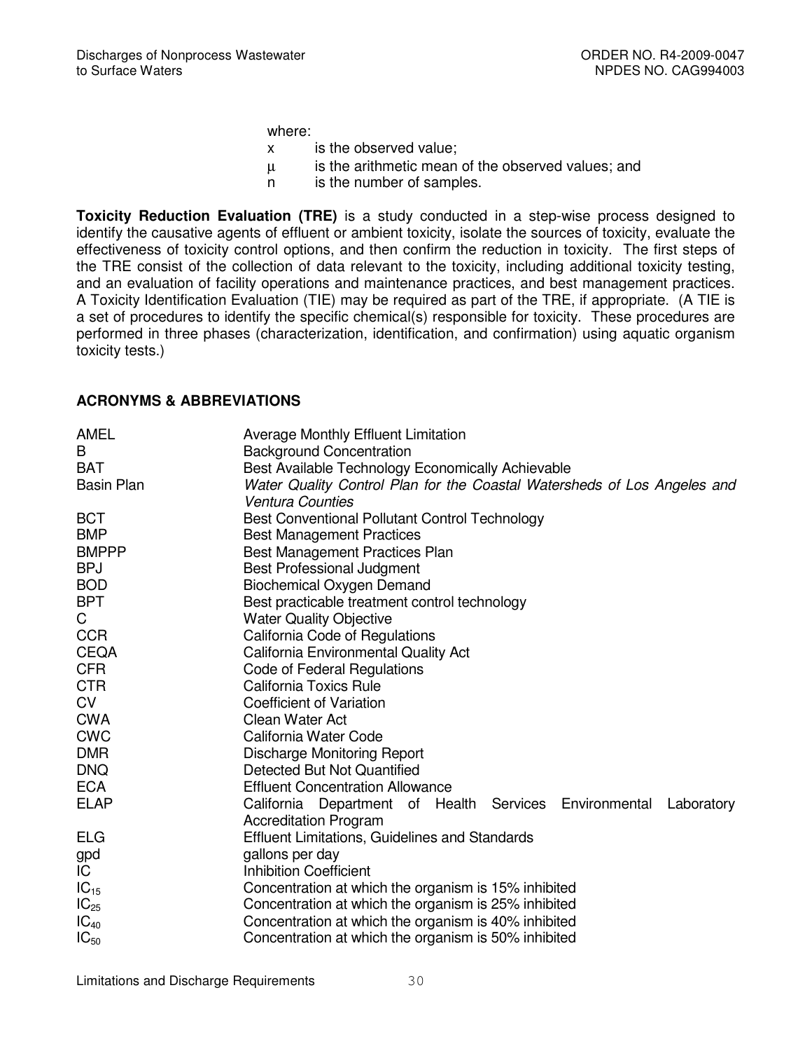where:

$x$ is the observed value;

$\mu$ is the arithmetic mean of the observed values; and

$n$ is the number of samples.

**Toxicity Reduction Evaluation (TRE)** is a study conducted in a step-wise process designed to identify the causative agents of effluent or ambient toxicity, isolate the sources of toxicity, evaluate the effectiveness of toxicity control options, and then confirm the reduction in toxicity. The first steps of the TRE consist of the collection of data relevant to the toxicity, including additional toxicity testing, and an evaluation of facility operations and maintenance practices, and best management practices. A Toxicity Identification Evaluation (TIE) may be required as part of the TRE, if appropriate. (A TIE is a set of procedures to identify the specific chemical(s) responsible for toxicity. These procedures are performed in three phases (characterization, identification, and confirmation) using aquatic organism toxicity tests.)

## ACRONYMS & ABBREVIATIONS

| | |
|---|---|
| AMEL | Average Monthly Effluent Limitation |
| B | Background Concentration |
| BAT | Best Available Technology Economically Achievable |
| Basin Plan | *Water Quality Control Plan for the Coastal Watersheds of Los Angeles and Ventura Counties* |
| BCT | Best Conventional Pollutant Control Technology |
| BMP | Best Management Practices |
| BMPPP | Best Management Practices Plan |
| BPJ | Best Professional Judgment |
| BOD | Biochemical Oxygen Demand |
| BPT | Best practicable treatment control technology |
| C | Water Quality Objective |
| CCR | California Code of Regulations |
| CEQA | California Environmental Quality Act |
| CFR | Code of Federal Regulations |
| CTR | California Toxics Rule |
| CV | Coefficient of Variation |
| CWA | Clean Water Act |
| CWC | California Water Code |
| DMR | Discharge Monitoring Report |
| DNQ | Detected But Not Quantified |
| ECA | Effluent Concentration Allowance |
| ELAP | California Department of Health Services Environmental Laboratory Accreditation Program |
| ELG | Effluent Limitations, Guidelines and Standards |
| gpd | gallons per day |
| IC | Inhibition Coefficient |
| $IC_{15}$ | Concentration at which the organism is 15% inhibited |
| $IC_{25}$ | Concentration at which the organism is 25% inhibited |
| $IC_{40}$ | Concentration at which the organism is 40% inhibited |
| $IC_{50}$ | Concentration at which the organism is 50% inhibited |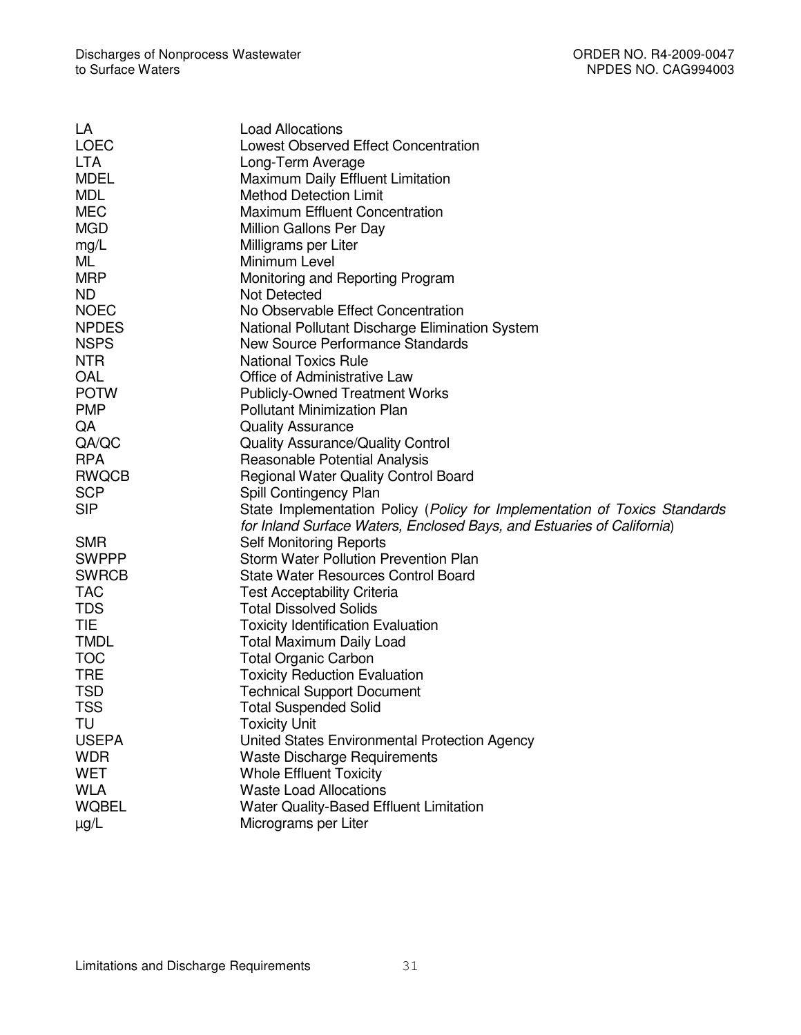| | |
|---|---|
| LA | Load Allocations |
| LOEC | Lowest Observed Effect Concentration |
| LTA | Long-Term Average |
| MDEL | Maximum Daily Effluent Limitation |
| MDL | Method Detection Limit |
| MEC | Maximum Effluent Concentration |
| MGD | Million Gallons Per Day |
| mg/L | Milligrams per Liter |
| ML | Minimum Level |
| MRP | Monitoring and Reporting Program |
| ND | Not Detected |
| NOEC | No Observable Effect Concentration |
| NPDES | National Pollutant Discharge Elimination System |
| NSPS | New Source Performance Standards |
| NTR | National Toxics Rule |
| OAL | Office of Administrative Law |
| POTW | Publicly-Owned Treatment Works |
| PMP | Pollutant Minimization Plan |
| QA | Quality Assurance |
| QA/QC | Quality Assurance/Quality Control |
| RPA | Reasonable Potential Analysis |
| RWQCB | Regional Water Quality Control Board |
| SCP | Spill Contingency Plan |
| SIP | State Implementation Policy (*Policy for Implementation of Toxics Standards for Inland Surface Waters, Enclosed Bays, and Estuaries of California*) |
| SMR | Self Monitoring Reports |
| SWPPP | Storm Water Pollution Prevention Plan |
| SWRCB | State Water Resources Control Board |
| TAC | Test Acceptability Criteria |
| TDS | Total Dissolved Solids |
| TIE | Toxicity Identification Evaluation |
| TMDL | Total Maximum Daily Load |
| TOC | Total Organic Carbon |
| TRE | Toxicity Reduction Evaluation |
| TSD | Technical Support Document |
| TSS | Total Suspended Solid |
| TU | Toxicity Unit |
| USEPA | United States Environmental Protection Agency |
| WDR | Waste Discharge Requirements |
| WET | Whole Effluent Toxicity |
| WLA | Waste Load Allocations |
| WQBEL | Water Quality-Based Effluent Limitation |
| µg/L | Micrograms per Liter |